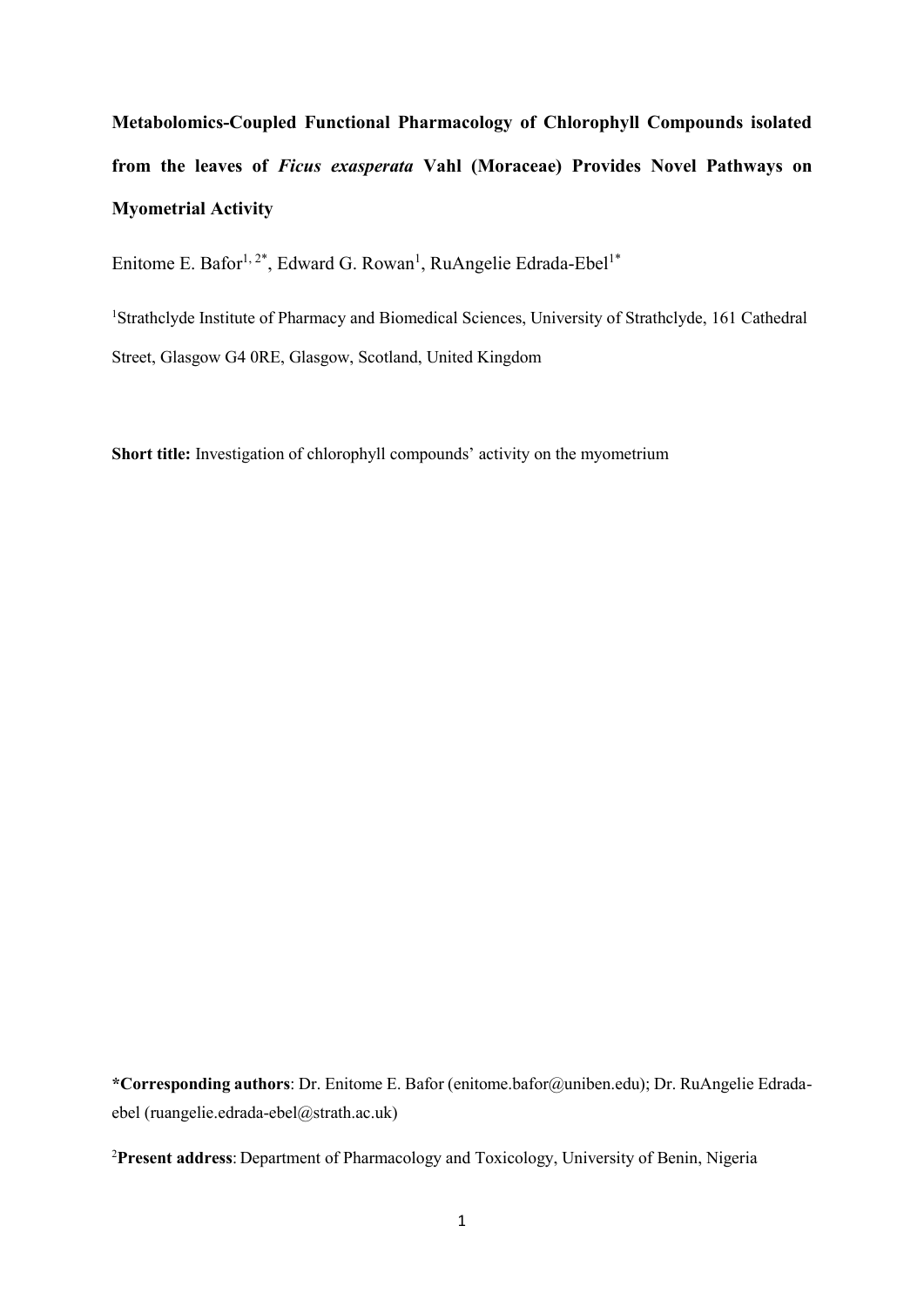# Metabolomics-Coupled Functional Pharmacology of Chlorophyll Compounds isolated from the leaves of *Ficus exasperata* Vahl (Moraceae) Provides Novel Pathways on Myometrial Activity

Enitome E. Bafor[1, 2*], Edward G. Rowan[1], RuAngelie Edrada-Ebel[1*]

[1]Strathclyde Institute of Pharmacy and Biomedical Sciences, University of Strathclyde, 161 Cathedral Street, Glasgow G4 0RE, Glasgow, Scotland, United Kingdom

**Short title:** Investigation of chlorophyll compounds' activity on the myometrium

**\*Corresponding authors**: Dr. Enitome E. Bafor (enitome.bafor@uniben.edu); Dr. RuAngelie Edrada-ebel (ruangelie.edrada-ebel@strath.ac.uk)

[2]**Present address**: Department of Pharmacology and Toxicology, University of Benin, Nigeria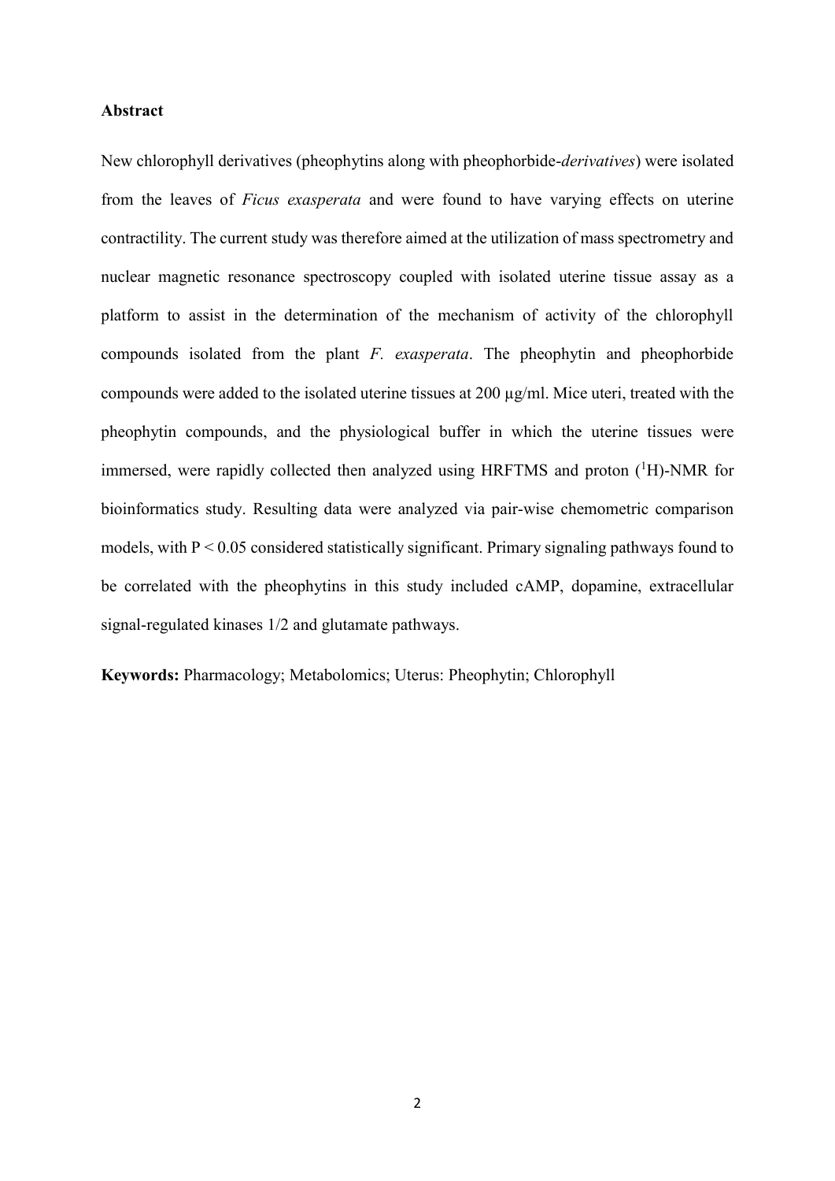## Abstract

New chlorophyll derivatives (pheophytins along with pheophorbide-*derivatives*) were isolated from the leaves of *Ficus exasperata* and were found to have varying effects on uterine contractility. The current study was therefore aimed at the utilization of mass spectrometry and nuclear magnetic resonance spectroscopy coupled with isolated uterine tissue assay as a platform to assist in the determination of the mechanism of activity of the chlorophyll compounds isolated from the plant *F. exasperata*. The pheophytin and pheophorbide compounds were added to the isolated uterine tissues at 200 µg/ml. Mice uteri, treated with the pheophytin compounds, and the physiological buffer in which the uterine tissues were immersed, were rapidly collected then analyzed using HRFTMS and proton ($^{1}$H)-NMR for bioinformatics study. Resulting data were analyzed via pair-wise chemometric comparison models, with $P < 0.05$ considered statistically significant. Primary signaling pathways found to be correlated with the pheophytins in this study included cAMP, dopamine, extracellular signal-regulated kinases 1/2 and glutamate pathways.

**Keywords:** Pharmacology; Metabolomics; Uterus: Pheophytin; Chlorophyll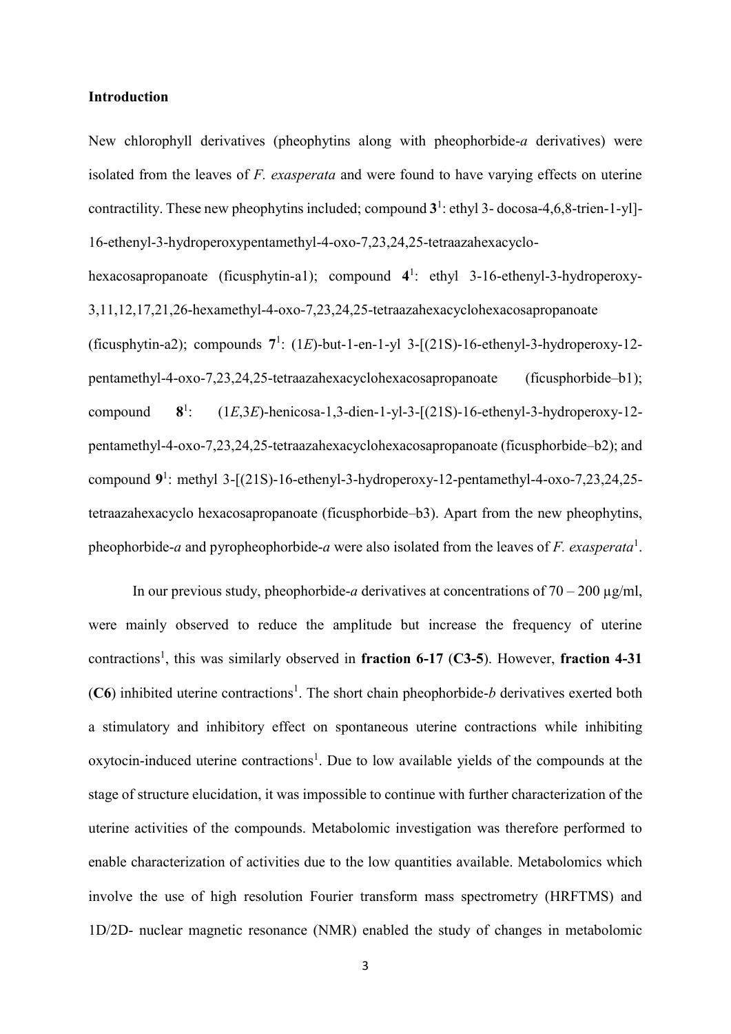## Introduction

New chlorophyll derivatives (pheophytins along with pheophorbide-*a* derivatives) were isolated from the leaves of *F. exasperata* and were found to have varying effects on uterine contractility. These new pheophytins included; compound **3**[1]: ethyl 3- docosa-4,6,8-trien-1-yl]-16-ethenyl-3-hydroperoxypentamethyl-4-oxo-7,23,24,25-tetraazahexacyclo-hexacosapropanoate (ficusphytin-a1); compound **4**[1]: ethyl 3-16-ethenyl-3-hydroperoxy-3,11,12,17,21,26-hexamethyl-4-oxo-7,23,24,25-tetraazahexacyclohexacosapropanoate (ficusphytin-a2); compounds **7**[1]: (1*E*)-but-1-en-1-yl 3-[(21S)-16-ethenyl-3-hydroperoxy-12-pentamethyl-4-oxo-7,23,24,25-tetraazahexacyclohexacosapropanoate (ficusphorbide–b1); compound **8**[1]: (1*E*,3*E*)-henicosa-1,3-dien-1-yl-3-[(21S)-16-ethenyl-3-hydroperoxy-12-pentamethyl-4-oxo-7,23,24,25-tetraazahexacyclohexacosapropanoate (ficusphorbide–b2); and compound **9**[1]: methyl 3-[(21S)-16-ethenyl-3-hydroperoxy-12-pentamethyl-4-oxo-7,23,24,25-tetraazahexacyclo hexacosapropanoate (ficusphorbide–b3). Apart from the new pheophytins, pheophorbide-*a* and pyropheophorbide-*a* were also isolated from the leaves of *F. exasperata*[1].

In our previous study, pheophorbide-*a* derivatives at concentrations of 70 – 200 µg/ml, were mainly observed to reduce the amplitude but increase the frequency of uterine contractions[1], this was similarly observed in **fraction 6-17** (**C3-5**). However, **fraction 4-31** (**C6**) inhibited uterine contractions[1]. The short chain pheophorbide-*b* derivatives exerted both a stimulatory and inhibitory effect on spontaneous uterine contractions while inhibiting oxytocin-induced uterine contractions[1]. Due to low available yields of the compounds at the stage of structure elucidation, it was impossible to continue with further characterization of the uterine activities of the compounds. Metabolomic investigation was therefore performed to enable characterization of activities due to the low quantities available. Metabolomics which involve the use of high resolution Fourier transform mass spectrometry (HRFTMS) and 1D/2D- nuclear magnetic resonance (NMR) enabled the study of changes in metabolomic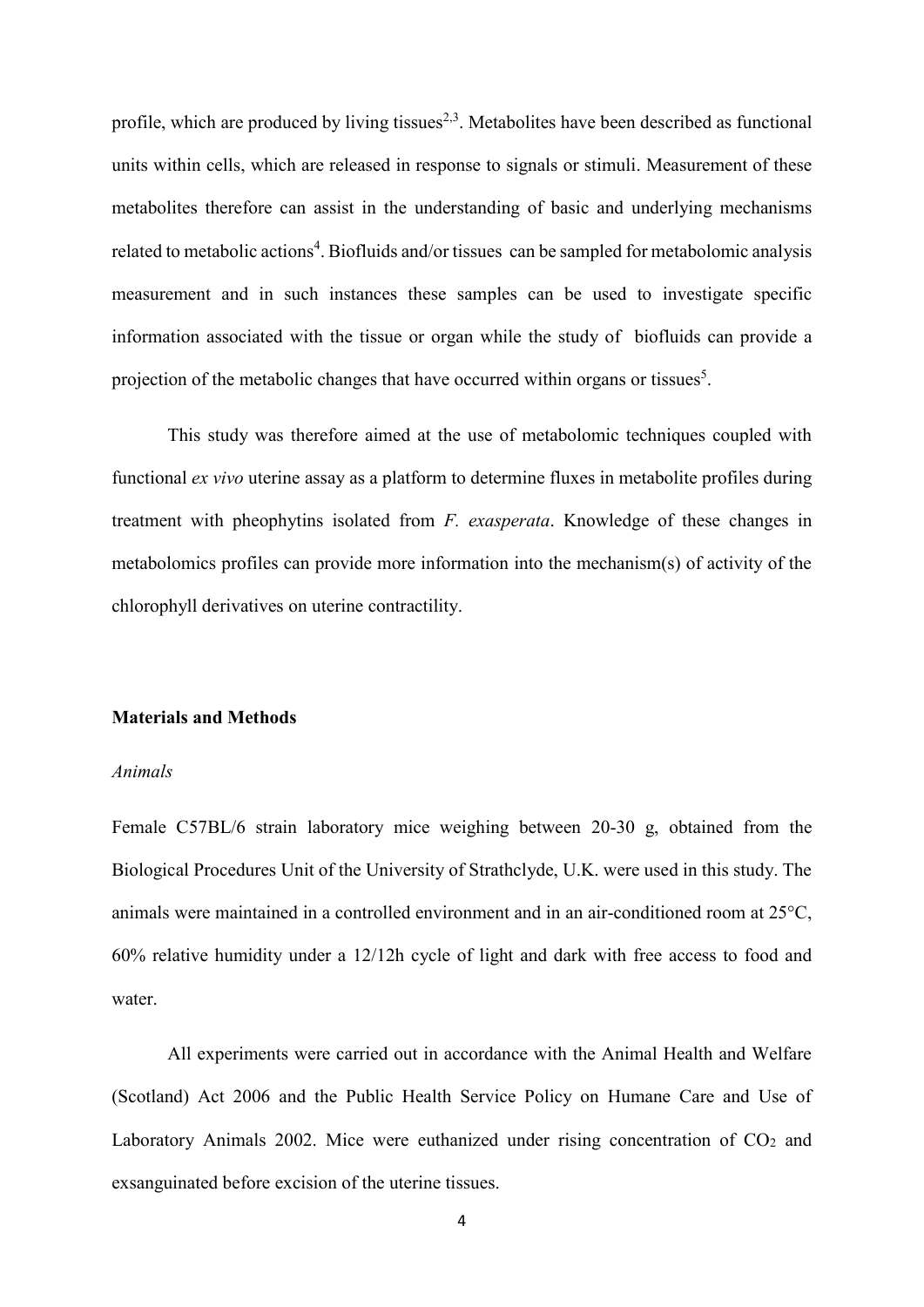profile, which are produced by living tissues[2,3]. Metabolites have been described as functional units within cells, which are released in response to signals or stimuli. Measurement of these metabolites therefore can assist in the understanding of basic and underlying mechanisms related to metabolic actions[4]. Biofluids and/or tissues can be sampled for metabolomic analysis measurement and in such instances these samples can be used to investigate specific information associated with the tissue or organ while the study of biofluids can provide a projection of the metabolic changes that have occurred within organs or tissues[5].

This study was therefore aimed at the use of metabolomic techniques coupled with functional *ex vivo* uterine assay as a platform to determine fluxes in metabolite profiles during treatment with pheophytins isolated from *F. exasperata*. Knowledge of these changes in metabolomics profiles can provide more information into the mechanism(s) of activity of the chlorophyll derivatives on uterine contractility.

## Materials and Methods

### *Animals*

Female C57BL/6 strain laboratory mice weighing between 20-30 g, obtained from the Biological Procedures Unit of the University of Strathclyde, U.K. were used in this study. The animals were maintained in a controlled environment and in an air-conditioned room at 25°C, 60% relative humidity under a 12/12h cycle of light and dark with free access to food and water.

All experiments were carried out in accordance with the Animal Health and Welfare (Scotland) Act 2006 and the Public Health Service Policy on Humane Care and Use of Laboratory Animals 2002. Mice were euthanized under rising concentration of $CO_2$ and exsanguinated before excision of the uterine tissues.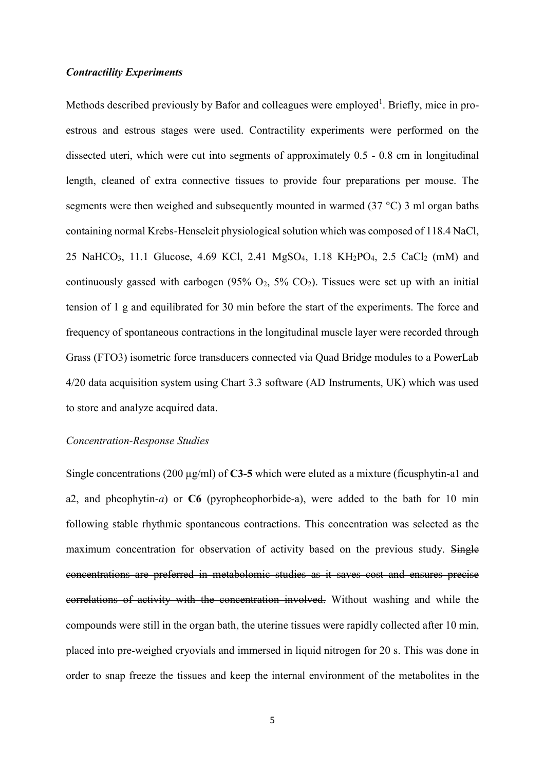***Contractility Experiments***

Methods described previously by Bafor and colleagues were employed[1]. Briefly, mice in pro-estrous and estrous stages were used. Contractility experiments were performed on the dissected uteri, which were cut into segments of approximately 0.5 - 0.8 cm in longitudinal length, cleaned of extra connective tissues to provide four preparations per mouse. The segments were then weighed and subsequently mounted in warmed (37 °C) 3 ml organ baths containing normal Krebs-Henseleit physiological solution which was composed of 118.4 NaCl, 25 $NaHCO_3$, 11.1 Glucose, 4.69 KCl, 2.41 $MgSO_4$, 1.18 $KH_2PO_4$, 2.5 $CaCl_2$ (mM) and continuously gassed with carbogen (95% $O_2$, 5% $CO_2$). Tissues were set up with an initial tension of 1 g and equilibrated for 30 min before the start of the experiments. The force and frequency of spontaneous contractions in the longitudinal muscle layer were recorded through Grass (FTO3) isometric force transducers connected via Quad Bridge modules to a PowerLab 4/20 data acquisition system using Chart 3.3 software (AD Instruments, UK) which was used to store and analyze acquired data.

*Concentration-Response Studies*

Single concentrations (200 µg/ml) of **C3-5** which were eluted as a mixture (ficusphytin-a1 and a2, and pheophytin-*a*) or **C6** (pyropheophorbide-a), were added to the bath for 10 min following stable rhythmic spontaneous contractions. This concentration was selected as the maximum concentration for observation of activity based on the previous study. ~~Single concentrations are preferred in metabolomic studies as it saves cost and ensures precise correlations of activity with the concentration involved.~~ Without washing and while the compounds were still in the organ bath, the uterine tissues were rapidly collected after 10 min, placed into pre-weighed cryovials and immersed in liquid nitrogen for 20 s. This was done in order to snap freeze the tissues and keep the internal environment of the metabolites in the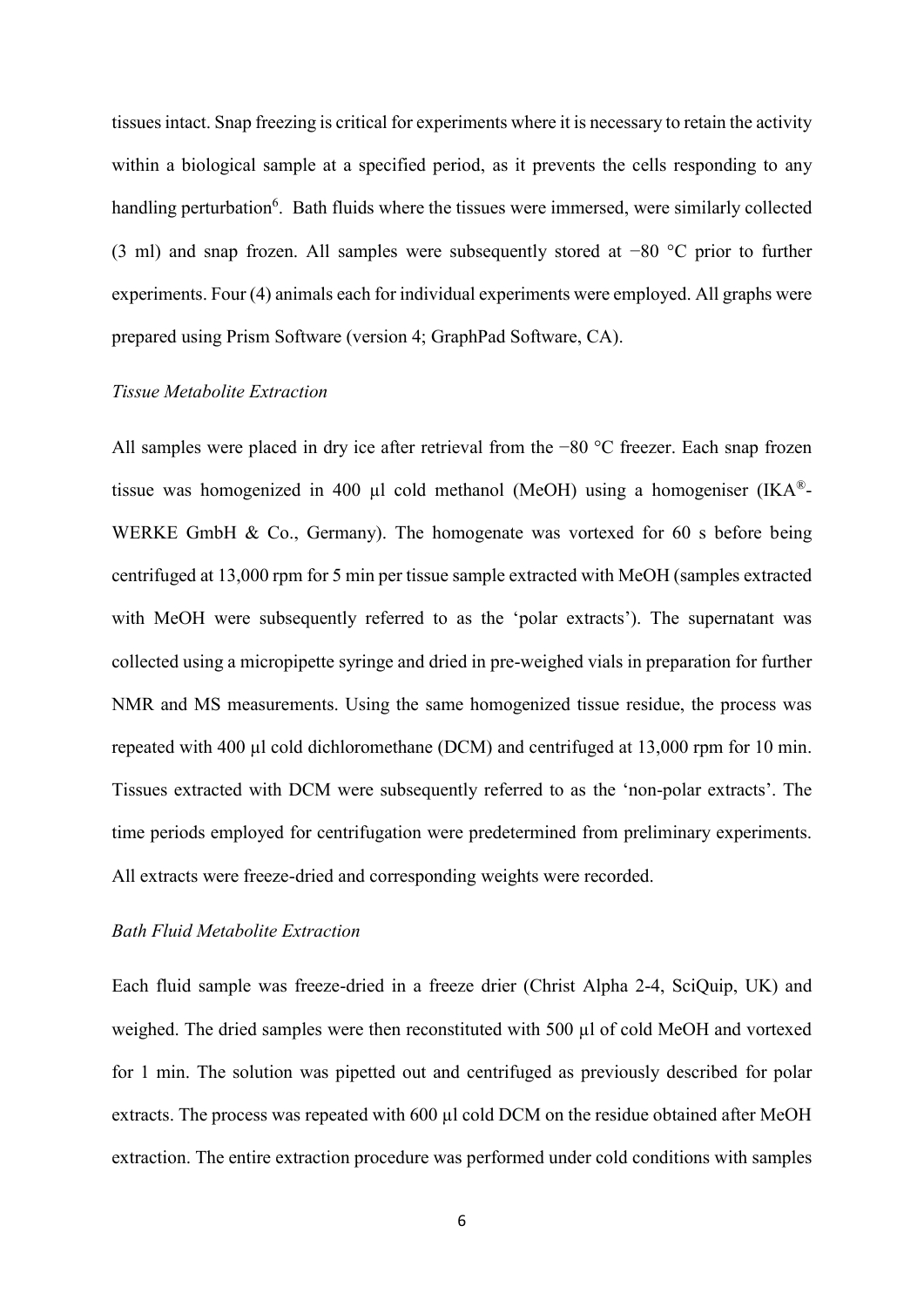tissues intact. Snap freezing is critical for experiments where it is necessary to retain the activity within a biological sample at a specified period, as it prevents the cells responding to any handling perturbation[6]. Bath fluids where the tissues were immersed, were similarly collected (3 ml) and snap frozen. All samples were subsequently stored at −80 °C prior to further experiments. Four (4) animals each for individual experiments were employed. All graphs were prepared using Prism Software (version 4; GraphPad Software, CA).

*Tissue Metabolite Extraction*

All samples were placed in dry ice after retrieval from the −80 °C freezer. Each snap frozen tissue was homogenized in 400 µl cold methanol (MeOH) using a homogeniser (IKA®-WERKE GmbH & Co., Germany). The homogenate was vortexed for 60 s before being centrifuged at 13,000 rpm for 5 min per tissue sample extracted with MeOH (samples extracted with MeOH were subsequently referred to as the 'polar extracts'). The supernatant was collected using a micropipette syringe and dried in pre-weighed vials in preparation for further NMR and MS measurements. Using the same homogenized tissue residue, the process was repeated with 400 µl cold dichloromethane (DCM) and centrifuged at 13,000 rpm for 10 min. Tissues extracted with DCM were subsequently referred to as the 'non-polar extracts'. The time periods employed for centrifugation were predetermined from preliminary experiments. All extracts were freeze-dried and corresponding weights were recorded.

*Bath Fluid Metabolite Extraction*

Each fluid sample was freeze-dried in a freeze drier (Christ Alpha 2-4, SciQuip, UK) and weighed. The dried samples were then reconstituted with 500 µl of cold MeOH and vortexed for 1 min. The solution was pipetted out and centrifuged as previously described for polar extracts. The process was repeated with 600 µl cold DCM on the residue obtained after MeOH extraction. The entire extraction procedure was performed under cold conditions with samples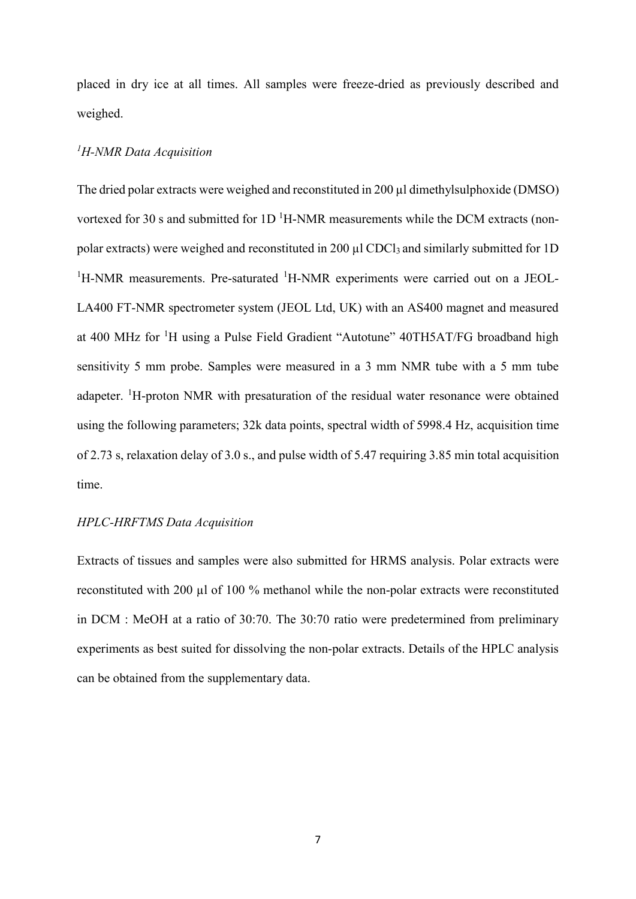placed in dry ice at all times. All samples were freeze-dried as previously described and weighed.

### *$^1$H-NMR Data Acquisition*

The dried polar extracts were weighed and reconstituted in 200 µl dimethylsulphoxide (DMSO) vortexed for 30 s and submitted for 1D $^1$H-NMR measurements while the DCM extracts (non-polar extracts) were weighed and reconstituted in 200 µl $CDCl_3$ and similarly submitted for 1D $^1$H-NMR measurements. Pre-saturated $^1$H-NMR experiments were carried out on a JEOL-LA400 FT-NMR spectrometer system (JEOL Ltd, UK) with an AS400 magnet and measured at 400 MHz for $^1$H using a Pulse Field Gradient "Autotune" 40TH5AT/FG broadband high sensitivity 5 mm probe. Samples were measured in a 3 mm NMR tube with a 5 mm tube adapeter. $^1$H-proton NMR with presaturation of the residual water resonance were obtained using the following parameters; 32k data points, spectral width of 5998.4 Hz, acquisition time of 2.73 s, relaxation delay of 3.0 s., and pulse width of 5.47 requiring 3.85 min total acquisition time.

### *HPLC-HRFTMS Data Acquisition*

Extracts of tissues and samples were also submitted for HRMS analysis. Polar extracts were reconstituted with 200 µl of 100 % methanol while the non-polar extracts were reconstituted in DCM : MeOH at a ratio of 30:70. The 30:70 ratio were predetermined from preliminary experiments as best suited for dissolving the non-polar extracts. Details of the HPLC analysis can be obtained from the supplementary data.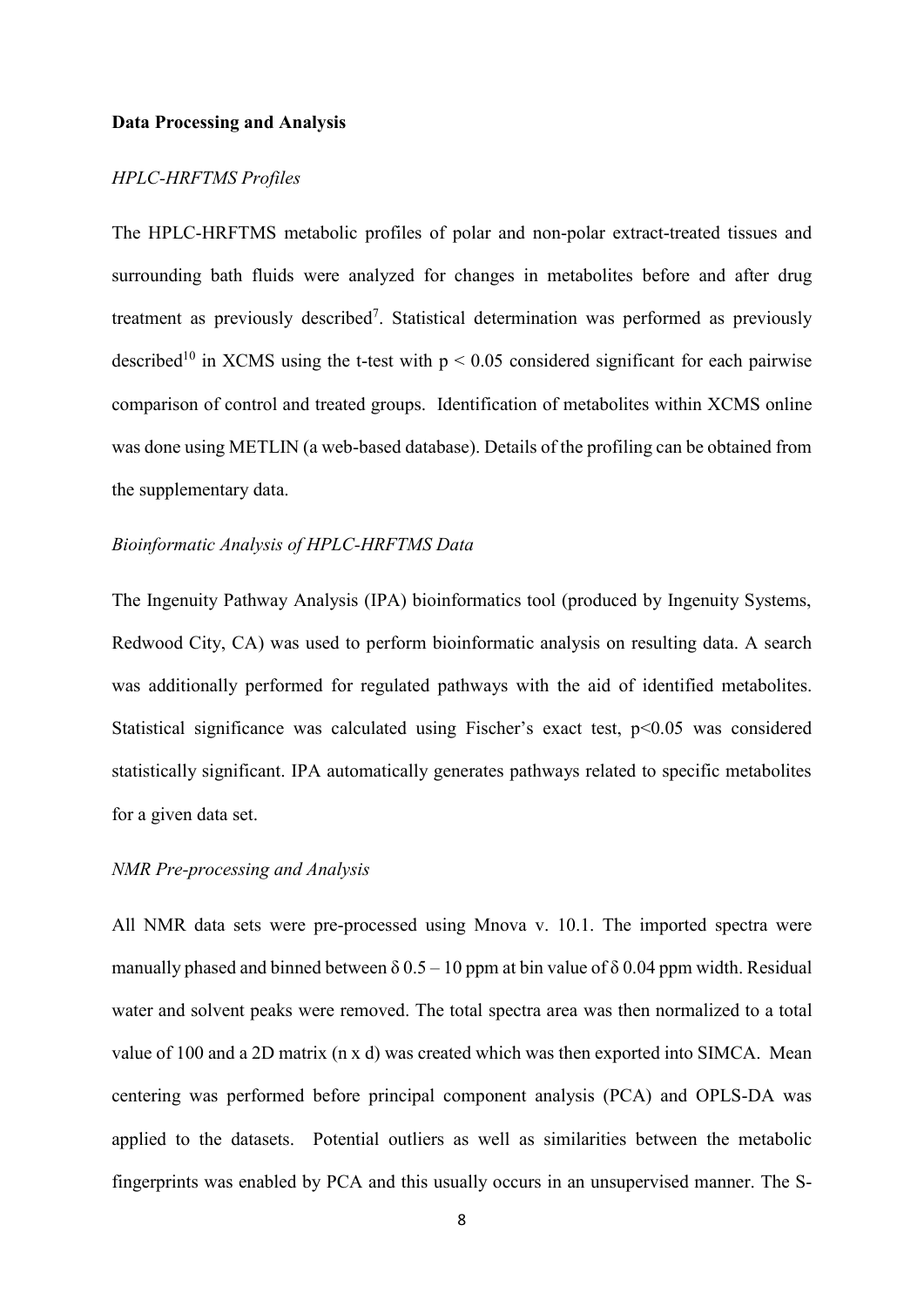**Data Processing and Analysis**

*HPLC-HRFTMS Profiles*

The HPLC-HRFTMS metabolic profiles of polar and non-polar extract-treated tissues and surrounding bath fluids were analyzed for changes in metabolites before and after drug treatment as previously described[7]. Statistical determination was performed as previously described[10] in XCMS using the t-test with $p < 0.05$ considered significant for each pairwise comparison of control and treated groups. Identification of metabolites within XCMS online was done using METLIN (a web-based database). Details of the profiling can be obtained from the supplementary data.

*Bioinformatic Analysis of HPLC-HRFTMS Data*

The Ingenuity Pathway Analysis (IPA) bioinformatics tool (produced by Ingenuity Systems, Redwood City, CA) was used to perform bioinformatic analysis on resulting data. A search was additionally performed for regulated pathways with the aid of identified metabolites. Statistical significance was calculated using Fischer's exact test, $p<0.05$ was considered statistically significant. IPA automatically generates pathways related to specific metabolites for a given data set.

*NMR Pre-processing and Analysis*

All NMR data sets were pre-processed using Mnova v. 10.1. The imported spectra were manually phased and binned between $\delta$ 0.5 – 10 ppm at bin value of $\delta$ 0.04 ppm width. Residual water and solvent peaks were removed. The total spectra area was then normalized to a total value of 100 and a 2D matrix (n x d) was created which was then exported into SIMCA. Mean centering was performed before principal component analysis (PCA) and OPLS-DA was applied to the datasets. Potential outliers as well as similarities between the metabolic fingerprints was enabled by PCA and this usually occurs in an unsupervised manner. The S-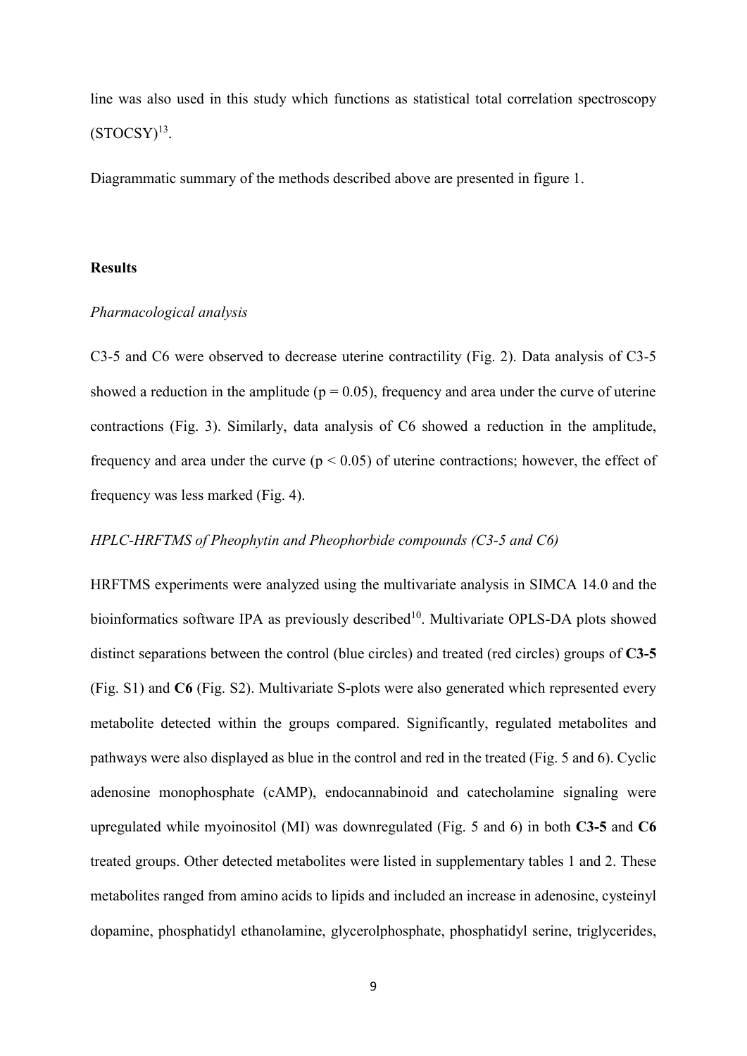line was also used in this study which functions as statistical total correlation spectroscopy (STOCSY)[13].

Diagrammatic summary of the methods described above are presented in figure 1.

## Results

### *Pharmacological analysis*

C3-5 and C6 were observed to decrease uterine contractility (Fig. 2). Data analysis of C3-5 showed a reduction in the amplitude ($p = 0.05$), frequency and area under the curve of uterine contractions (Fig. 3). Similarly, data analysis of C6 showed a reduction in the amplitude, frequency and area under the curve ($p < 0.05$) of uterine contractions; however, the effect of frequency was less marked (Fig. 4).

### *HPLC-HRFTMS of Pheophytin and Pheophorbide compounds (C3-5 and C6)*

HRFTMS experiments were analyzed using the multivariate analysis in SIMCA 14.0 and the bioinformatics software IPA as previously described[10]. Multivariate OPLS-DA plots showed distinct separations between the control (blue circles) and treated (red circles) groups of **C3-5** (Fig. S1) and **C6** (Fig. S2). Multivariate S-plots were also generated which represented every metabolite detected within the groups compared. Significantly, regulated metabolites and pathways were also displayed as blue in the control and red in the treated (Fig. 5 and 6). Cyclic adenosine monophosphate (cAMP), endocannabinoid and catecholamine signaling were upregulated while myoinositol (MI) was downregulated (Fig. 5 and 6) in both **C3-5** and **C6** treated groups. Other detected metabolites were listed in supplementary tables 1 and 2. These metabolites ranged from amino acids to lipids and included an increase in adenosine, cysteinyl dopamine, phosphatidyl ethanolamine, glycerolphosphate, phosphatidyl serine, triglycerides,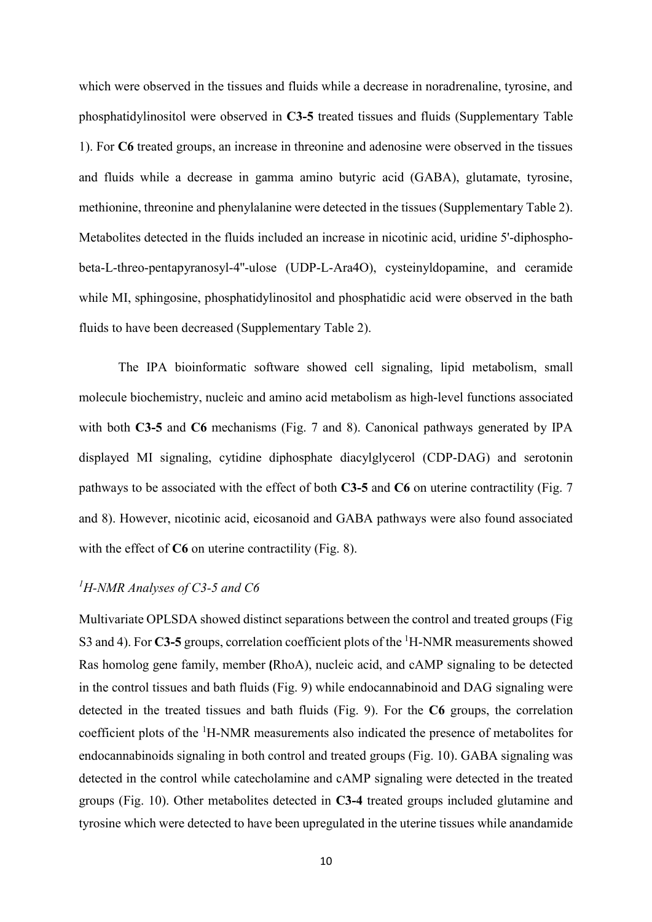which were observed in the tissues and fluids while a decrease in noradrenaline, tyrosine, and phosphatidylinositol were observed in **C3-5** treated tissues and fluids (Supplementary Table 1). For **C6** treated groups, an increase in threonine and adenosine were observed in the tissues and fluids while a decrease in gamma amino butyric acid (GABA), glutamate, tyrosine, methionine, threonine and phenylalanine were detected in the tissues (Supplementary Table 2). Metabolites detected in the fluids included an increase in nicotinic acid, uridine 5'-diphospho-beta-L-threo-pentapyranosyl-4''-ulose (UDP-L-Ara4O), cysteinyldopamine, and ceramide while MI, sphingosine, phosphatidylinositol and phosphatidic acid were observed in the bath fluids to have been decreased (Supplementary Table 2).

The IPA bioinformatic software showed cell signaling, lipid metabolism, small molecule biochemistry, nucleic and amino acid metabolism as high-level functions associated with both **C3-5** and **C6** mechanisms (Fig. 7 and 8). Canonical pathways generated by IPA displayed MI signaling, cytidine diphosphate diacylglycerol (CDP-DAG) and serotonin pathways to be associated with the effect of both **C3-5** and **C6** on uterine contractility (Fig. 7 and 8). However, nicotinic acid, eicosanoid and GABA pathways were also found associated with the effect of **C6** on uterine contractility (Fig. 8).

### *$^{1}$H-NMR Analyses of C3-5 and C6*

Multivariate OPLSDA showed distinct separations between the control and treated groups (Fig S3 and 4). For **C3-5** groups, correlation coefficient plots of the $^{1}$H-NMR measurements showed Ras homolog gene family, member **(**RhoA), nucleic acid, and cAMP signaling to be detected in the control tissues and bath fluids (Fig. 9) while endocannabinoid and DAG signaling were detected in the treated tissues and bath fluids (Fig. 9). For the **C6** groups, the correlation coefficient plots of the $^{1}$H-NMR measurements also indicated the presence of metabolites for endocannabinoids signaling in both control and treated groups (Fig. 10). GABA signaling was detected in the control while catecholamine and cAMP signaling were detected in the treated groups (Fig. 10). Other metabolites detected in **C3-4** treated groups included glutamine and tyrosine which were detected to have been upregulated in the uterine tissues while anandamide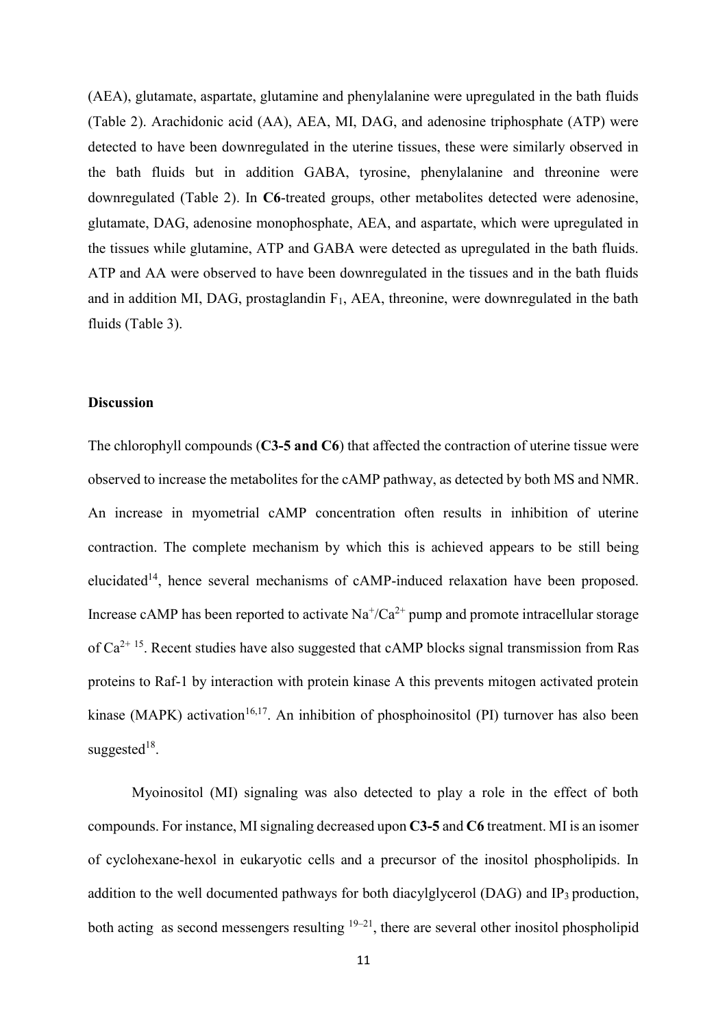(AEA), glutamate, aspartate, glutamine and phenylalanine were upregulated in the bath fluids (Table 2). Arachidonic acid (AA), AEA, MI, DAG, and adenosine triphosphate (ATP) were detected to have been downregulated in the uterine tissues, these were similarly observed in the bath fluids but in addition GABA, tyrosine, phenylalanine and threonine were downregulated (Table 2). In **C6**-treated groups, other metabolites detected were adenosine, glutamate, DAG, adenosine monophosphate, AEA, and aspartate, which were upregulated in the tissues while glutamine, ATP and GABA were detected as upregulated in the bath fluids. ATP and AA were observed to have been downregulated in the tissues and in the bath fluids and in addition MI, DAG, prostaglandin $F_1$, AEA, threonine, were downregulated in the bath fluids (Table 3).

**Discussion**

The chlorophyll compounds (**C3-5 and C6**) that affected the contraction of uterine tissue were observed to increase the metabolites for the cAMP pathway, as detected by both MS and NMR. An increase in myometrial cAMP concentration often results in inhibition of uterine contraction. The complete mechanism by which this is achieved appears to be still being elucidated[14], hence several mechanisms of cAMP-induced relaxation have been proposed. Increase cAMP has been reported to activate $Na^+/Ca^{2+}$ pump and promote intracellular storage of $Ca^{2+}$ [15]. Recent studies have also suggested that cAMP blocks signal transmission from Ras proteins to Raf-1 by interaction with protein kinase A this prevents mitogen activated protein kinase (MAPK) activation[16,17]. An inhibition of phosphoinositol (PI) turnover has also been suggested[18].

Myoinositol (MI) signaling was also detected to play a role in the effect of both compounds. For instance, MI signaling decreased upon **C3-5** and **C6** treatment. MI is an isomer of cyclohexane-hexol in eukaryotic cells and a precursor of the inositol phospholipids. In addition to the well documented pathways for both diacylglycerol (DAG) and $IP_3$ production, both acting as second messengers resulting [19–21], there are several other inositol phospholipid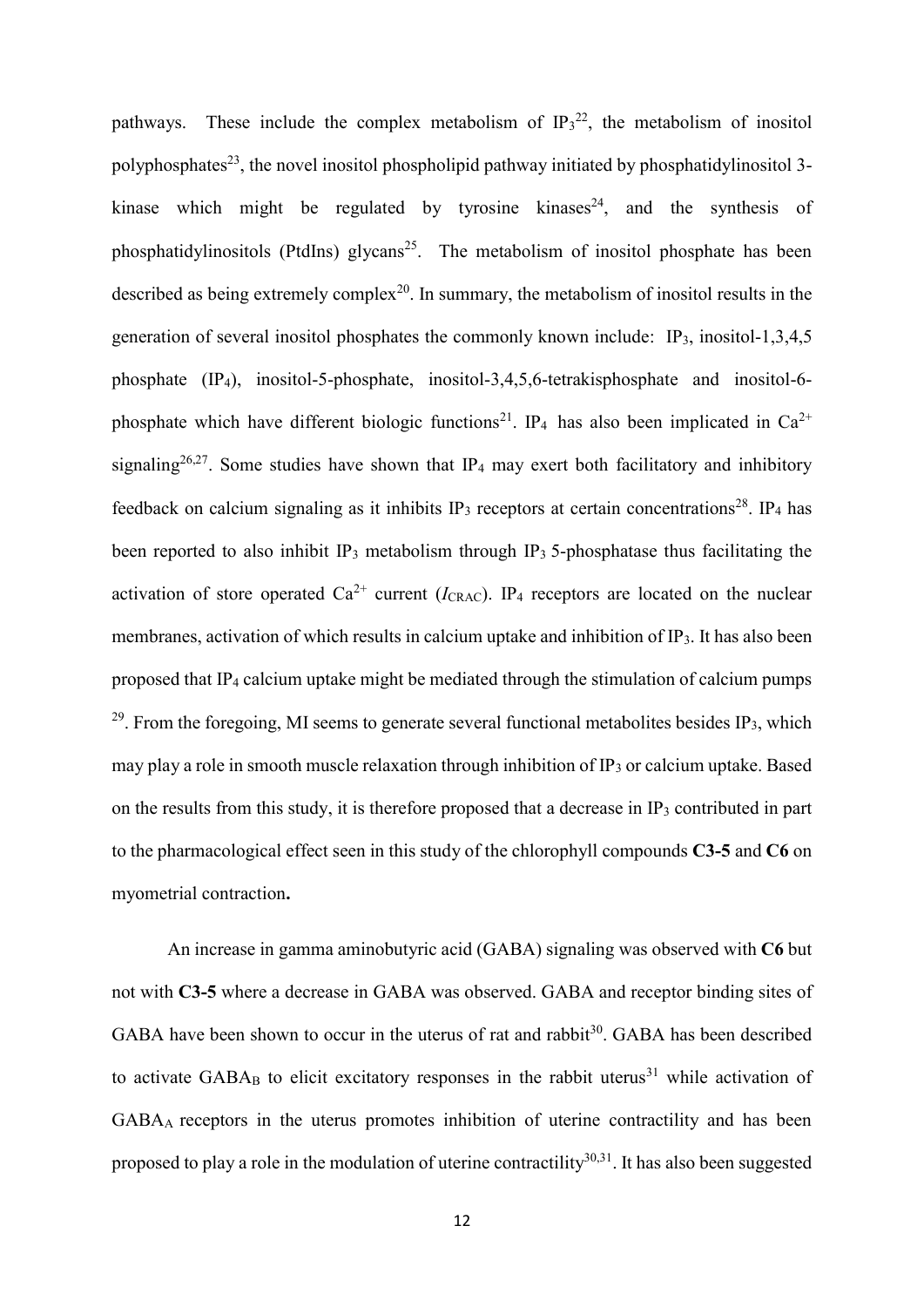pathways. These include the complex metabolism of $IP_3$[22], the metabolism of inositol polyphosphates[23], the novel inositol phospholipid pathway initiated by phosphatidylinositol 3-kinase which might be regulated by tyrosine kinases[24], and the synthesis of phosphatidylinositols (PtdIns) glycans[25]. The metabolism of inositol phosphate has been described as being extremely complex[20]. In summary, the metabolism of inositol results in the generation of several inositol phosphates the commonly known include: $IP_3$, inositol-1,3,4,5 phosphate ($IP_4$), inositol-5-phosphate, inositol-3,4,5,6-tetrakisphosphate and inositol-6-phosphate which have different biologic functions[21]. $IP_4$ has also been implicated in $Ca^{2+}$ signaling[26,27]. Some studies have shown that $IP_4$ may exert both facilitatory and inhibitory feedback on calcium signaling as it inhibits $IP_3$ receptors at certain concentrations[28]. $IP_4$ has been reported to also inhibit $IP_3$ metabolism through $IP_3$ 5-phosphatase thus facilitating the activation of store operated $Ca^{2+}$ current ($I_{CRAC}$). $IP_4$ receptors are located on the nuclear membranes, activation of which results in calcium uptake and inhibition of $IP_3$. It has also been proposed that $IP_4$ calcium uptake might be mediated through the stimulation of calcium pumps [29]. From the foregoing, MI seems to generate several functional metabolites besides $IP_3$, which may play a role in smooth muscle relaxation through inhibition of $IP_3$ or calcium uptake. Based on the results from this study, it is therefore proposed that a decrease in $IP_3$ contributed in part to the pharmacological effect seen in this study of the chlorophyll compounds **C3-5** and **C6** on myometrial contraction**.**

An increase in gamma aminobutyric acid (GABA) signaling was observed with **C6** but not with **C3-5** where a decrease in GABA was observed. GABA and receptor binding sites of GABA have been shown to occur in the uterus of rat and rabbit[30]. GABA has been described to activate $GABA_B$ to elicit excitatory responses in the rabbit uterus[31] while activation of $GABA_A$ receptors in the uterus promotes inhibition of uterine contractility and has been proposed to play a role in the modulation of uterine contractility[30,31]. It has also been suggested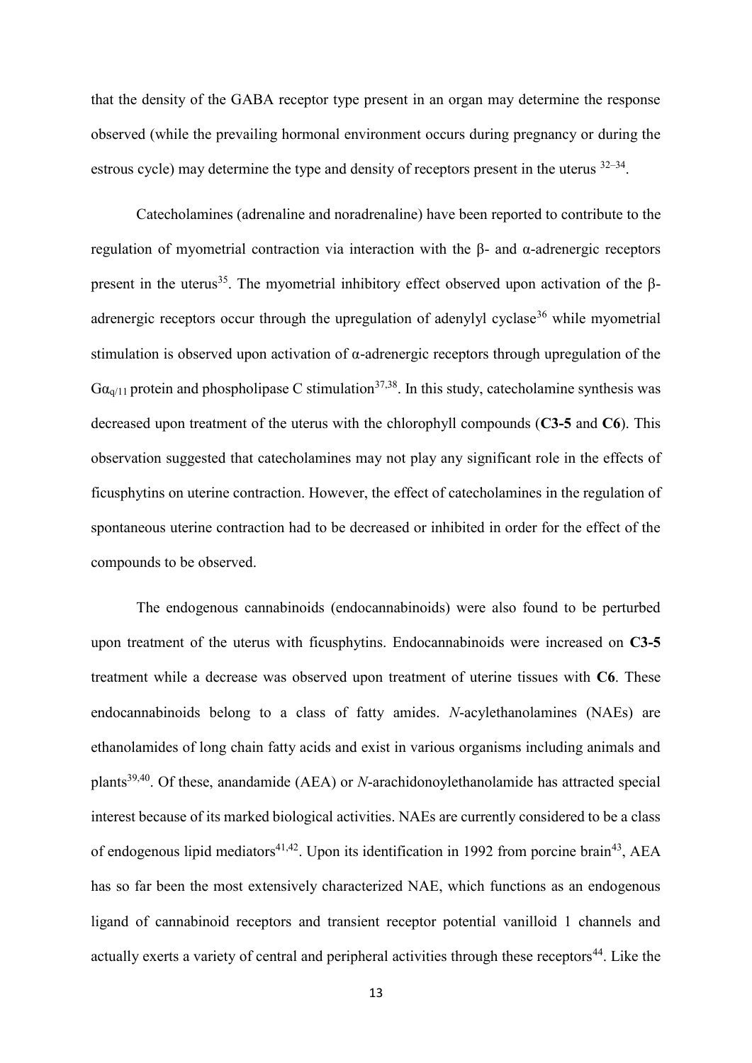that the density of the GABA receptor type present in an organ may determine the response observed (while the prevailing hormonal environment occurs during pregnancy or during the estrous cycle) may determine the type and density of receptors present in the uterus [32–34].

Catecholamines (adrenaline and noradrenaline) have been reported to contribute to the regulation of myometrial contraction via interaction with the β- and α-adrenergic receptors present in the uterus[35]. The myometrial inhibitory effect observed upon activation of the β-adrenergic receptors occur through the upregulation of adenylyl cyclase[36] while myometrial stimulation is observed upon activation of α-adrenergic receptors through upregulation of the $G\alpha_{q/11}$ protein and phospholipase C stimulation[37,38]. In this study, catecholamine synthesis was decreased upon treatment of the uterus with the chlorophyll compounds (**C3-5** and **C6**). This observation suggested that catecholamines may not play any significant role in the effects of ficusphytins on uterine contraction. However, the effect of catecholamines in the regulation of spontaneous uterine contraction had to be decreased or inhibited in order for the effect of the compounds to be observed.

The endogenous cannabinoids (endocannabinoids) were also found to be perturbed upon treatment of the uterus with ficusphytins. Endocannabinoids were increased on **C3-5** treatment while a decrease was observed upon treatment of uterine tissues with **C6**. These endocannabinoids belong to a class of fatty amides. *N*-acylethanolamines (NAEs) are ethanolamides of long chain fatty acids and exist in various organisms including animals and plants[39,40]. Of these, anandamide (AEA) or *N*-arachidonoylethanolamide has attracted special interest because of its marked biological activities. NAEs are currently considered to be a class of endogenous lipid mediators[41,42]. Upon its identification in 1992 from porcine brain[43], AEA has so far been the most extensively characterized NAE, which functions as an endogenous ligand of cannabinoid receptors and transient receptor potential vanilloid 1 channels and actually exerts a variety of central and peripheral activities through these receptors[44]. Like the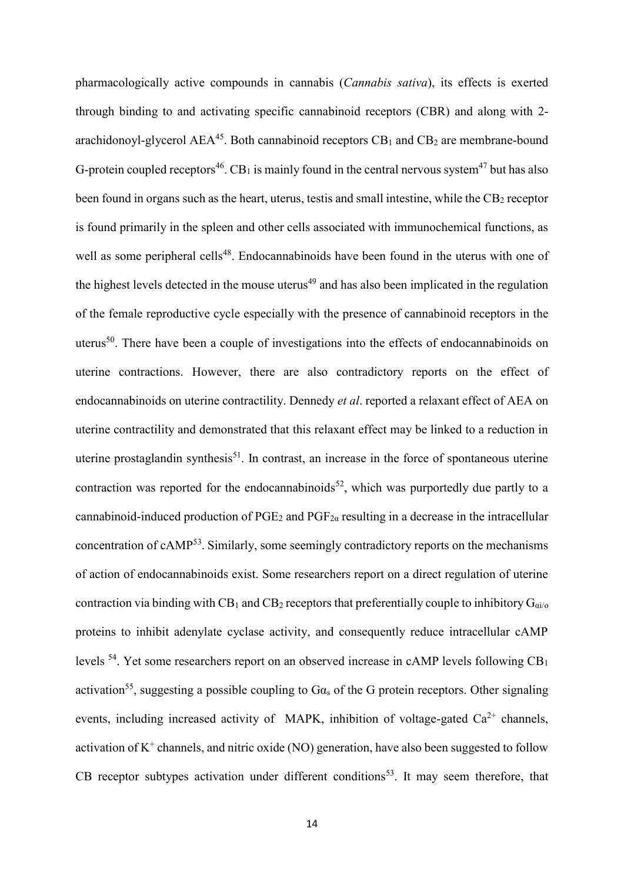pharmacologically active compounds in cannabis (*Cannabis sativa*), its effects is exerted through binding to and activating specific cannabinoid receptors (CBR) and along with 2-arachidonoyl-glycerol AEA[45]. Both cannabinoid receptors $CB_1$ and $CB_2$ are membrane-bound G-protein coupled receptors[46]. $CB_1$ is mainly found in the central nervous system[47] but has also been found in organs such as the heart, uterus, testis and small intestine, while the $CB_2$ receptor is found primarily in the spleen and other cells associated with immunochemical functions, as well as some peripheral cells[48]. Endocannabinoids have been found in the uterus with one of the highest levels detected in the mouse uterus[49] and has also been implicated in the regulation of the female reproductive cycle especially with the presence of cannabinoid receptors in the uterus[50]. There have been a couple of investigations into the effects of endocannabinoids on uterine contractions. However, there are also contradictory reports on the effect of endocannabinoids on uterine contractility. Dennedy *et al*. reported a relaxant effect of AEA on uterine contractility and demonstrated that this relaxant effect may be linked to a reduction in uterine prostaglandin synthesis[51]. In contrast, an increase in the force of spontaneous uterine contraction was reported for the endocannabinoids[52], which was purportedly due partly to a cannabinoid-induced production of $PGE_2$ and $PGF_{2\alpha}$ resulting in a decrease in the intracellular concentration of cAMP[53]. Similarly, some seemingly contradictory reports on the mechanisms of action of endocannabinoids exist. Some researchers report on a direct regulation of uterine contraction via binding with $CB_1$ and $CB_2$ receptors that preferentially couple to inhibitory $G_{\alpha i/o}$ proteins to inhibit adenylate cyclase activity, and consequently reduce intracellular cAMP levels [54]. Yet some researchers report on an observed increase in cAMP levels following $CB_1$ activation[55], suggesting a possible coupling to $G\alpha_s$ of the G protein receptors. Other signaling events, including increased activity of MAPK, inhibition of voltage-gated $Ca^{2+}$ channels, activation of $K^+$ channels, and nitric oxide (NO) generation, have also been suggested to follow CB receptor subtypes activation under different conditions[53]. It may seem therefore, that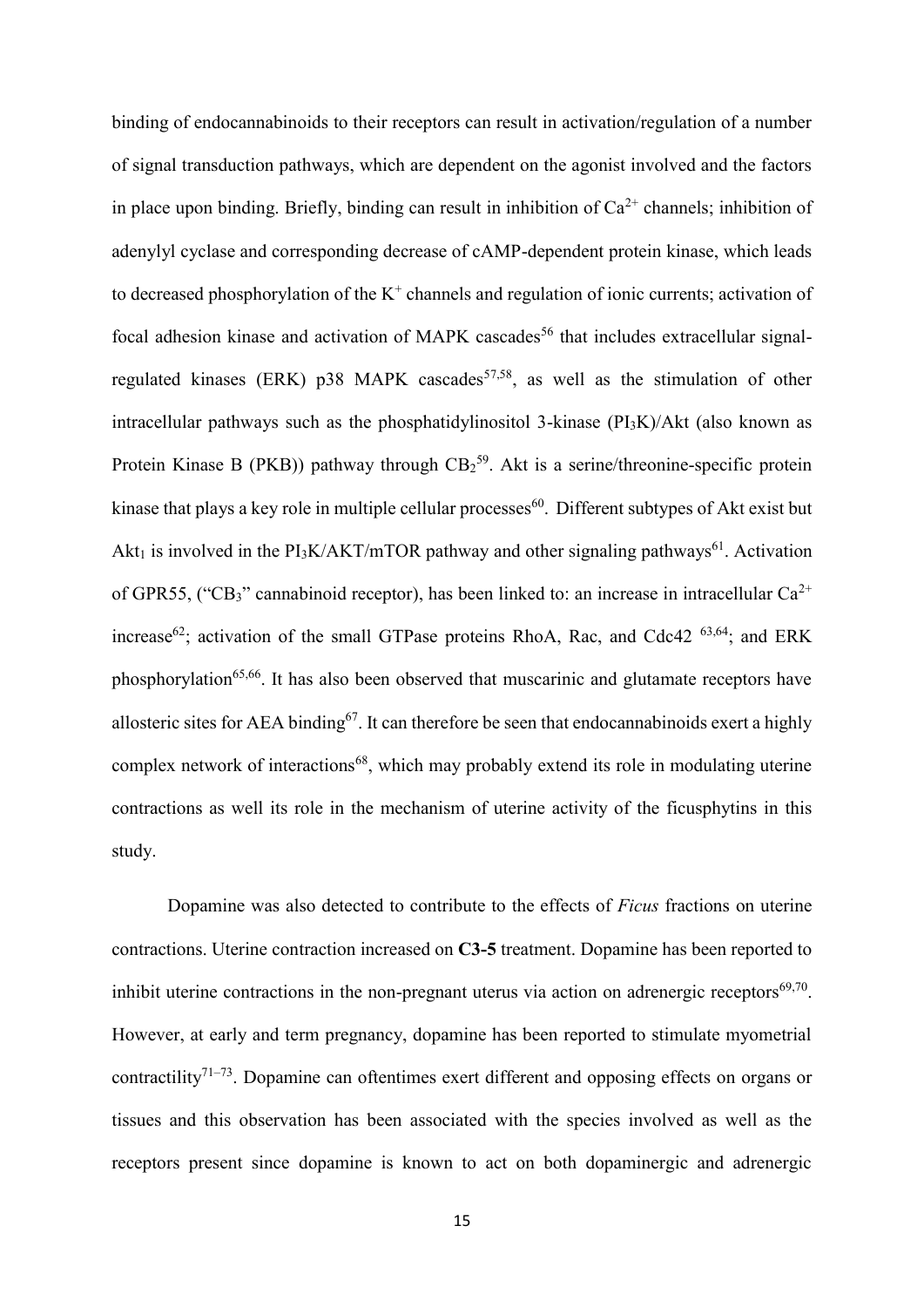binding of endocannabinoids to their receptors can result in activation/regulation of a number of signal transduction pathways, which are dependent on the agonist involved and the factors in place upon binding. Briefly, binding can result in inhibition of $Ca^{2+}$ channels; inhibition of adenylyl cyclase and corresponding decrease of cAMP-dependent protein kinase, which leads to decreased phosphorylation of the $K^+$ channels and regulation of ionic currents; activation of focal adhesion kinase and activation of MAPK cascades[56] that includes extracellular signal-regulated kinases (ERK) p38 MAPK cascades[57,58], as well as the stimulation of other intracellular pathways such as the phosphatidylinositol 3-kinase ($PI_3K$)/Akt (also known as Protein Kinase B (PKB)) pathway through $CB_2$[59]. Akt is a serine/threonine-specific protein kinase that plays a key role in multiple cellular processes[60]. Different subtypes of Akt exist but $Akt_1$ is involved in the $PI_3K$/AKT/mTOR pathway and other signaling pathways[61]. Activation of GPR55, ("$CB_3$" cannabinoid receptor), has been linked to: an increase in intracellular $Ca^{2+}$ increase[62]; activation of the small GTPase proteins RhoA, Rac, and Cdc42 [63,64]; and ERK phosphorylation[65,66]. It has also been observed that muscarinic and glutamate receptors have allosteric sites for AEA binding[67]. It can therefore be seen that endocannabinoids exert a highly complex network of interactions[68], which may probably extend its role in modulating uterine contractions as well its role in the mechanism of uterine activity of the ficusphytins in this study.

Dopamine was also detected to contribute to the effects of *Ficus* fractions on uterine contractions. Uterine contraction increased on **C3-5** treatment. Dopamine has been reported to inhibit uterine contractions in the non-pregnant uterus via action on adrenergic receptors[69,70]. However, at early and term pregnancy, dopamine has been reported to stimulate myometrial contractility[71–73]. Dopamine can oftentimes exert different and opposing effects on organs or tissues and this observation has been associated with the species involved as well as the receptors present since dopamine is known to act on both dopaminergic and adrenergic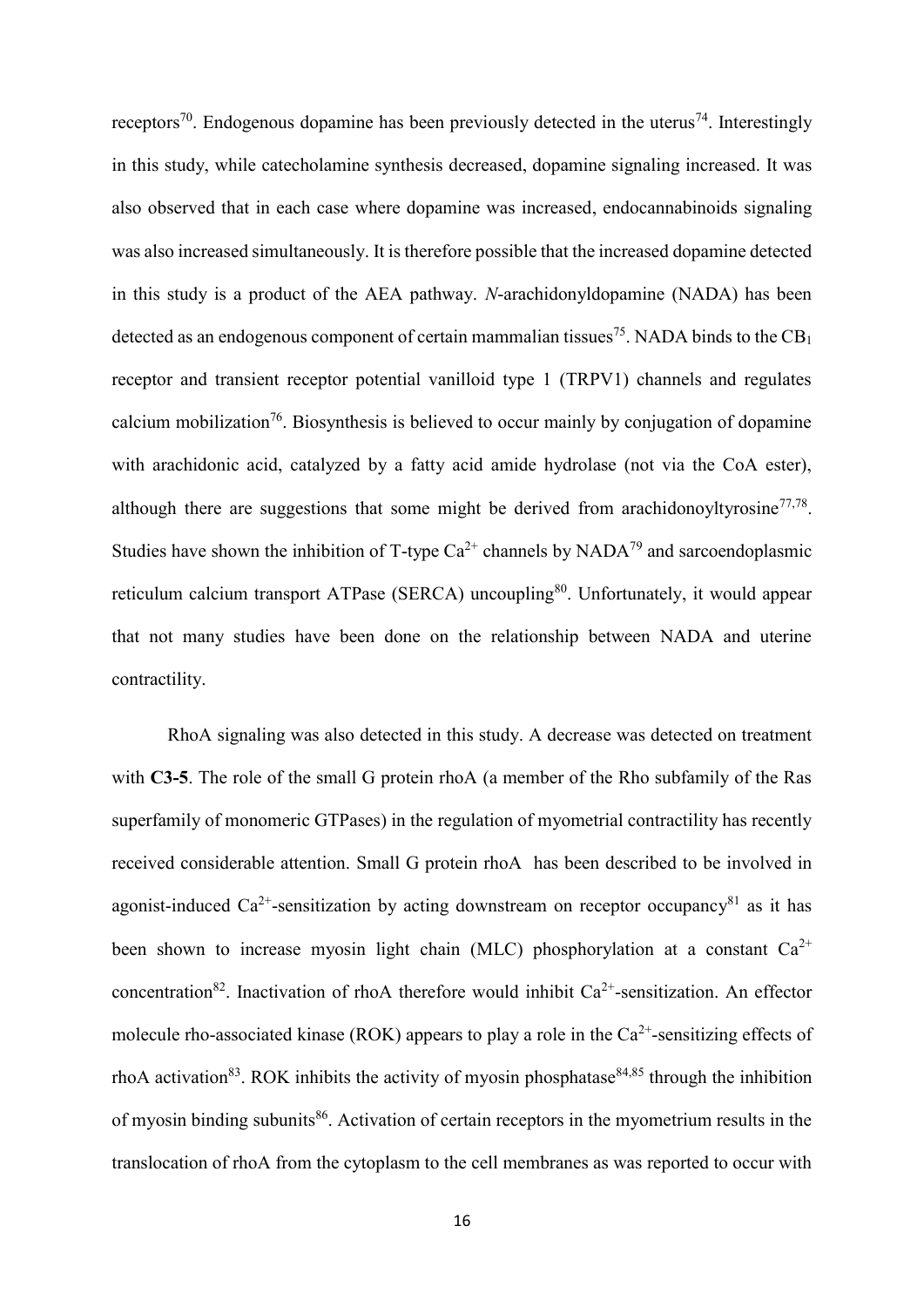receptors[70]. Endogenous dopamine has been previously detected in the uterus[74]. Interestingly in this study, while catecholamine synthesis decreased, dopamine signaling increased. It was also observed that in each case where dopamine was increased, endocannabinoids signaling was also increased simultaneously. It is therefore possible that the increased dopamine detected in this study is a product of the AEA pathway. *N*-arachidonyldopamine (NADA) has been detected as an endogenous component of certain mammalian tissues[75]. NADA binds to the $CB_1$ receptor and transient receptor potential vanilloid type 1 (TRPV1) channels and regulates calcium mobilization[76]. Biosynthesis is believed to occur mainly by conjugation of dopamine with arachidonic acid, catalyzed by a fatty acid amide hydrolase (not via the CoA ester), although there are suggestions that some might be derived from arachidonoyltyrosine[77,78]. Studies have shown the inhibition of T-type $Ca^{2+}$ channels by NADA[79] and sarcoendoplasmic reticulum calcium transport ATPase (SERCA) uncoupling[80]. Unfortunately, it would appear that not many studies have been done on the relationship between NADA and uterine contractility.

RhoA signaling was also detected in this study. A decrease was detected on treatment with **C3-5**. The role of the small G protein rhoA (a member of the Rho subfamily of the Ras superfamily of monomeric GTPases) in the regulation of myometrial contractility has recently received considerable attention. Small G protein rhoA has been described to be involved in agonist-induced $Ca^{2+}$-sensitization by acting downstream on receptor occupancy[81] as it has been shown to increase myosin light chain (MLC) phosphorylation at a constant $Ca^{2+}$ concentration[82]. Inactivation of rhoA therefore would inhibit $Ca^{2+}$-sensitization. An effector molecule rho-associated kinase (ROK) appears to play a role in the $Ca^{2+}$-sensitizing effects of rhoA activation[83]. ROK inhibits the activity of myosin phosphatase[84,85] through the inhibition of myosin binding subunits[86]. Activation of certain receptors in the myometrium results in the translocation of rhoA from the cytoplasm to the cell membranes as was reported to occur with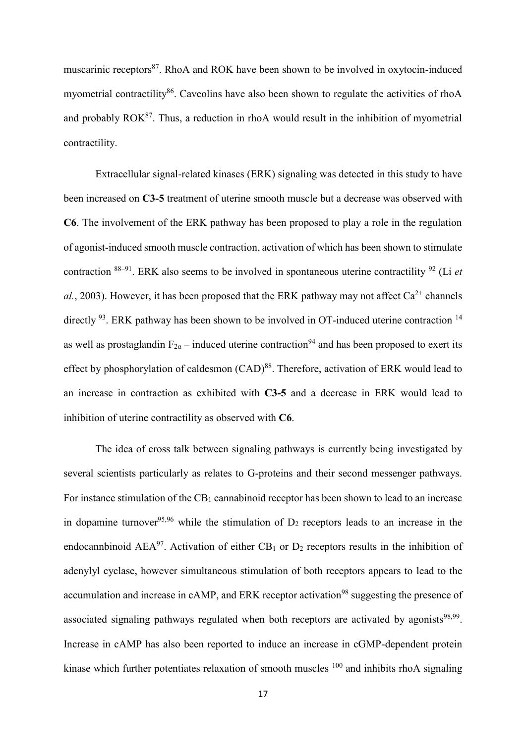muscarinic receptors[87]. RhoA and ROK have been shown to be involved in oxytocin-induced myometrial contractility[86]. Caveolins have also been shown to regulate the activities of rhoA and probably ROK[87]. Thus, a reduction in rhoA would result in the inhibition of myometrial contractility.

Extracellular signal-related kinases (ERK) signaling was detected in this study to have been increased on **C3-5** treatment of uterine smooth muscle but a decrease was observed with **C6**. The involvement of the ERK pathway has been proposed to play a role in the regulation of agonist-induced smooth muscle contraction, activation of which has been shown to stimulate contraction [88–91]. ERK also seems to be involved in spontaneous uterine contractility [92] (Li *et al.*, 2003). However, it has been proposed that the ERK pathway may not affect $Ca^{2+}$ channels directly [93]. ERK pathway has been shown to be involved in OT-induced uterine contraction [14] as well as prostaglandin $F_{2\alpha}$ – induced uterine contraction[94] and has been proposed to exert its effect by phosphorylation of caldesmon (CAD)[88]. Therefore, activation of ERK would lead to an increase in contraction as exhibited with **C3-5** and a decrease in ERK would lead to inhibition of uterine contractility as observed with **C6**.

The idea of cross talk between signaling pathways is currently being investigated by several scientists particularly as relates to G-proteins and their second messenger pathways. For instance stimulation of the $CB_1$ cannabinoid receptor has been shown to lead to an increase in dopamine turnover[95,96] while the stimulation of $D_2$ receptors leads to an increase in the endocannbinoid AEA[97]. Activation of either $CB_1$ or $D_2$ receptors results in the inhibition of adenylyl cyclase, however simultaneous stimulation of both receptors appears to lead to the accumulation and increase in cAMP, and ERK receptor activation[98] suggesting the presence of associated signaling pathways regulated when both receptors are activated by agonists[98,99]. Increase in cAMP has also been reported to induce an increase in cGMP-dependent protein kinase which further potentiates relaxation of smooth muscles [100] and inhibits rhoA signaling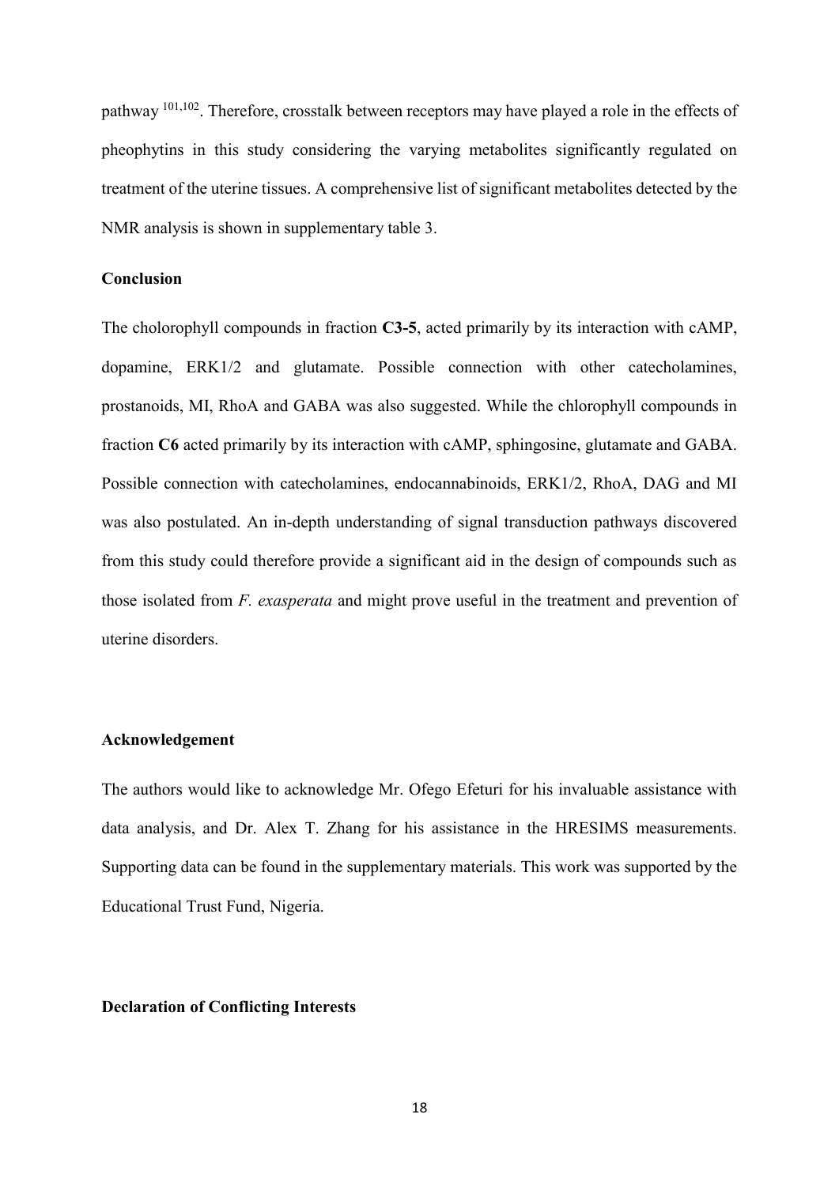pathway [101,102]. Therefore, crosstalk between receptors may have played a role in the effects of pheophytins in this study considering the varying metabolites significantly regulated on treatment of the uterine tissues. A comprehensive list of significant metabolites detected by the NMR analysis is shown in supplementary table 3.

## Conclusion

The cholorophyll compounds in fraction **C3-5**, acted primarily by its interaction with cAMP, dopamine, ERK1/2 and glutamate. Possible connection with other catecholamines, prostanoids, MI, RhoA and GABA was also suggested. While the chlorophyll compounds in fraction **C6** acted primarily by its interaction with cAMP, sphingosine, glutamate and GABA. Possible connection with catecholamines, endocannabinoids, ERK1/2, RhoA, DAG and MI was also postulated. An in-depth understanding of signal transduction pathways discovered from this study could therefore provide a significant aid in the design of compounds such as those isolated from *F. exasperata* and might prove useful in the treatment and prevention of uterine disorders.

## Acknowledgement

The authors would like to acknowledge Mr. Ofego Efeturi for his invaluable assistance with data analysis, and Dr. Alex T. Zhang for his assistance in the HRESIMS measurements. Supporting data can be found in the supplementary materials. This work was supported by the Educational Trust Fund, Nigeria.

## Declaration of Conflicting Interests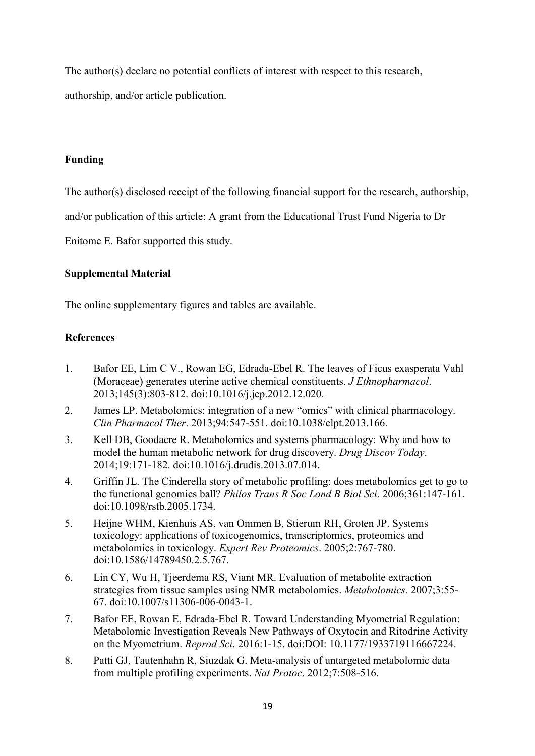The author(s) declare no potential conflicts of interest with respect to this research, authorship, and/or article publication.

### Funding

The author(s) disclosed receipt of the following financial support for the research, authorship, and/or publication of this article: A grant from the Educational Trust Fund Nigeria to Dr Enitome E. Bafor supported this study.

### Supplemental Material

The online supplementary figures and tables are available.

### References

1. Bafor EE, Lim C V., Rowan EG, Edrada-Ebel R. The leaves of Ficus exasperata Vahl (Moraceae) generates uterine active chemical constituents. *J Ethnopharmacol*. 2013;145(3):803-812. doi:10.1016/j.jep.2012.12.020.
2. James LP. Metabolomics: integration of a new "omics" with clinical pharmacology. *Clin Pharmacol Ther*. 2013;94:547-551. doi:10.1038/clpt.2013.166.
3. Kell DB, Goodacre R. Metabolomics and systems pharmacology: Why and how to model the human metabolic network for drug discovery. *Drug Discov Today*. 2014;19:171-182. doi:10.1016/j.drudis.2013.07.014.
4. Griffin JL. The Cinderella story of metabolic profiling: does metabolomics get to go to the functional genomics ball? *Philos Trans R Soc Lond B Biol Sci*. 2006;361:147-161. doi:10.1098/rstb.2005.1734.
5. Heijne WHM, Kienhuis AS, van Ommen B, Stierum RH, Groten JP. Systems toxicology: applications of toxicogenomics, transcriptomics, proteomics and metabolomics in toxicology. *Expert Rev Proteomics*. 2005;2:767-780. doi:10.1586/14789450.2.5.767.
6. Lin CY, Wu H, Tjeerdema RS, Viant MR. Evaluation of metabolite extraction strategies from tissue samples using NMR metabolomics. *Metabolomics*. 2007;3:55-67. doi:10.1007/s11306-006-0043-1.
7. Bafor EE, Rowan E, Edrada-Ebel R. Toward Understanding Myometrial Regulation: Metabolomic Investigation Reveals New Pathways of Oxytocin and Ritodrine Activity on the Myometrium. *Reprod Sci*. 2016:1-15. doi:DOI: 10.1177/1933719116667224.
8. Patti GJ, Tautenhahn R, Siuzdak G. Meta-analysis of untargeted metabolomic data from multiple profiling experiments. *Nat Protoc*. 2012;7:508-516.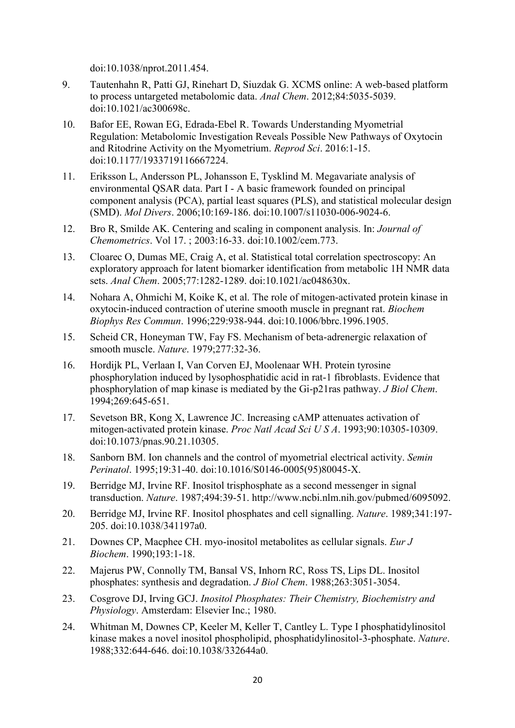doi:10.1038/nprot.2011.454.

9. Tautenhahn R, Patti GJ, Rinehart D, Siuzdak G. XCMS online: A web-based platform to process untargeted metabolomic data. *Anal Chem*. 2012;84:5035-5039. doi:10.1021/ac300698c.
10. Bafor EE, Rowan EG, Edrada-Ebel R. Towards Understanding Myometrial Regulation: Metabolomic Investigation Reveals Possible New Pathways of Oxytocin and Ritodrine Activity on the Myometrium. *Reprod Sci*. 2016:1-15. doi:10.1177/1933719116667224.
11. Eriksson L, Andersson PL, Johansson E, Tysklind M. Megavariate analysis of environmental QSAR data. Part I - A basic framework founded on principal component analysis (PCA), partial least squares (PLS), and statistical molecular design (SMD). *Mol Divers*. 2006;10:169-186. doi:10.1007/s11030-006-9024-6.
12. Bro R, Smilde AK. Centering and scaling in component analysis. In: *Journal of Chemometrics*. Vol 17. ; 2003:16-33. doi:10.1002/cem.773.
13. Cloarec O, Dumas ME, Craig A, et al. Statistical total correlation spectroscopy: An exploratory approach for latent biomarker identification from metabolic 1H NMR data sets. *Anal Chem*. 2005;77:1282-1289. doi:10.1021/ac048630x.
14. Nohara A, Ohmichi M, Koike K, et al. The role of mitogen-activated protein kinase in oxytocin-induced contraction of uterine smooth muscle in pregnant rat. *Biochem Biophys Res Commun*. 1996;229:938-944. doi:10.1006/bbrc.1996.1905.
15. Scheid CR, Honeyman TW, Fay FS. Mechanism of beta-adrenergic relaxation of smooth muscle. *Nature*. 1979;277:32-36.
16. Hordijk PL, Verlaan I, Van Corven EJ, Moolenaar WH. Protein tyrosine phosphorylation induced by lysophosphatidic acid in rat-1 fibroblasts. Evidence that phosphorylation of map kinase is mediated by the Gi-p21ras pathway. *J Biol Chem*. 1994;269:645-651.
17. Sevetson BR, Kong X, Lawrence JC. Increasing cAMP attenuates activation of mitogen-activated protein kinase. *Proc Natl Acad Sci U S A*. 1993;90:10305-10309. doi:10.1073/pnas.90.21.10305.
18. Sanborn BM. Ion channels and the control of myometrial electrical activity. *Semin Perinatol*. 1995;19:31-40. doi:10.1016/S0146-0005(95)80045-X.
19. Berridge MJ, Irvine RF. Inositol trisphosphate as a second messenger in signal transduction. *Nature*. 1987;494:39-51. http://www.ncbi.nlm.nih.gov/pubmed/6095092.
20. Berridge MJ, Irvine RF. Inositol phosphates and cell signalling. *Nature*. 1989;341:197-205. doi:10.1038/341197a0.
21. Downes CP, Macphee CH. myo-inositol metabolites as cellular signals. *Eur J Biochem*. 1990;193:1-18.
22. Majerus PW, Connolly TM, Bansal VS, Inhorn RC, Ross TS, Lips DL. Inositol phosphates: synthesis and degradation. *J Biol Chem*. 1988;263:3051-3054.
23. Cosgrove DJ, Irving GCJ. *Inositol Phosphates: Their Chemistry, Biochemistry and Physiology*. Amsterdam: Elsevier Inc.; 1980.
24. Whitman M, Downes CP, Keeler M, Keller T, Cantley L. Type I phosphatidylinositol kinase makes a novel inositol phospholipid, phosphatidylinositol-3-phosphate. *Nature*. 1988;332:644-646. doi:10.1038/332644a0.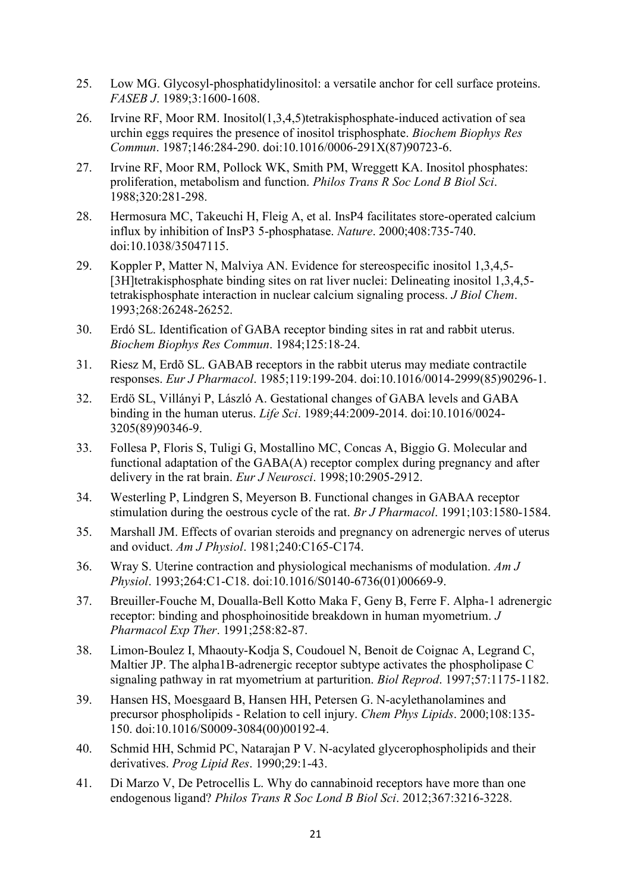25. Low MG. Glycosyl-phosphatidylinositol: a versatile anchor for cell surface proteins. *FASEB J*. 1989;3:1600-1608.
26. Irvine RF, Moor RM. Inositol(1,3,4,5)tetrakisphosphate-induced activation of sea urchin eggs requires the presence of inositol trisphosphate. *Biochem Biophys Res Commun*. 1987;146:284-290. doi:10.1016/0006-291X(87)90723-6.
27. Irvine RF, Moor RM, Pollock WK, Smith PM, Wreggett KA. Inositol phosphates: proliferation, metabolism and function. *Philos Trans R Soc Lond B Biol Sci*. 1988;320:281-298.
28. Hermosura MC, Takeuchi H, Fleig A, et al. InsP4 facilitates store-operated calcium influx by inhibition of InsP3 5-phosphatase. *Nature*. 2000;408:735-740. doi:10.1038/35047115.
29. Koppler P, Matter N, Malviya AN. Evidence for stereospecific inositol 1,3,4,5-[3H]tetrakisphosphate binding sites on rat liver nuclei: Delineating inositol 1,3,4,5-tetrakisphosphate interaction in nuclear calcium signaling process. *J Biol Chem*. 1993;268:26248-26252.
30. Erdó SL. Identification of GABA receptor binding sites in rat and rabbit uterus. *Biochem Biophys Res Commun*. 1984;125:18-24.
31. Riesz M, Erdõ SL. GABAB receptors in the rabbit uterus may mediate contractile responses. *Eur J Pharmacol*. 1985;119:199-204. doi:10.1016/0014-2999(85)90296-1.
32. Erdö SL, Villányi P, László A. Gestational changes of GABA levels and GABA binding in the human uterus. *Life Sci*. 1989;44:2009-2014. doi:10.1016/0024-3205(89)90346-9.
33. Follesa P, Floris S, Tuligi G, Mostallino MC, Concas A, Biggio G. Molecular and functional adaptation of the GABA(A) receptor complex during pregnancy and after delivery in the rat brain. *Eur J Neurosci*. 1998;10:2905-2912.
34. Westerling P, Lindgren S, Meyerson B. Functional changes in GABAA receptor stimulation during the oestrous cycle of the rat. *Br J Pharmacol*. 1991;103:1580-1584.
35. Marshall JM. Effects of ovarian steroids and pregnancy on adrenergic nerves of uterus and oviduct. *Am J Physiol*. 1981;240:C165-C174.
36. Wray S. Uterine contraction and physiological mechanisms of modulation. *Am J Physiol*. 1993;264:C1-C18. doi:10.1016/S0140-6736(01)00669-9.
37. Breuiller-Fouche M, Doualla-Bell Kotto Maka F, Geny B, Ferre F. Alpha-1 adrenergic receptor: binding and phosphoinositide breakdown in human myometrium. *J Pharmacol Exp Ther*. 1991;258:82-87.
38. Limon-Boulez I, Mhaouty-Kodja S, Coudouel N, Benoit de Coignac A, Legrand C, Maltier JP. The alpha1B-adrenergic receptor subtype activates the phospholipase C signaling pathway in rat myometrium at parturition. *Biol Reprod*. 1997;57:1175-1182.
39. Hansen HS, Moesgaard B, Hansen HH, Petersen G. N-acylethanolamines and precursor phospholipids - Relation to cell injury. *Chem Phys Lipids*. 2000;108:135-150. doi:10.1016/S0009-3084(00)00192-4.
40. Schmid HH, Schmid PC, Natarajan P V. N-acylated glycerophospholipids and their derivatives. *Prog Lipid Res*. 1990;29:1-43.
41. Di Marzo V, De Petrocellis L. Why do cannabinoid receptors have more than one endogenous ligand? *Philos Trans R Soc Lond B Biol Sci*. 2012;367:3216-3228.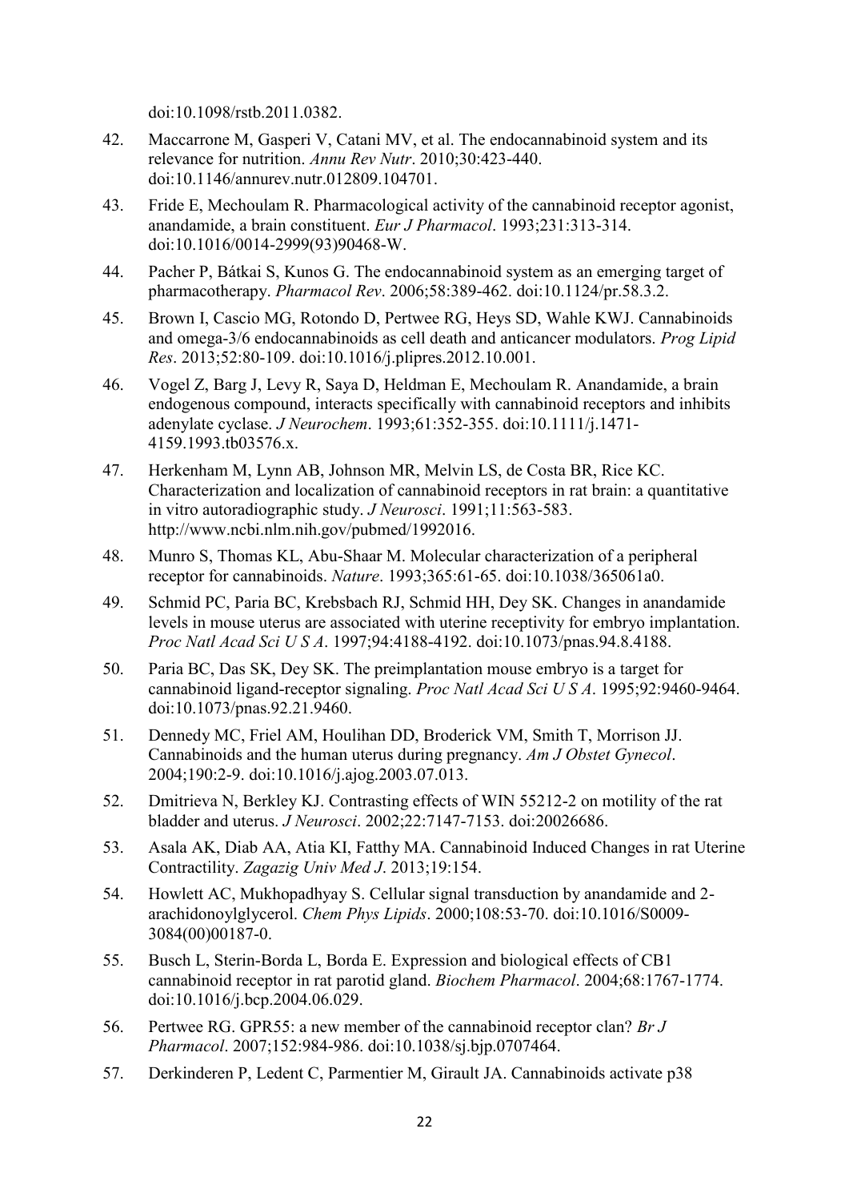doi:10.1098/rstb.2011.0382.

42. Maccarrone M, Gasperi V, Catani MV, et al. The endocannabinoid system and its relevance for nutrition. *Annu Rev Nutr*. 2010;30:423-440. doi:10.1146/annurev.nutr.012809.104701.
43. Fride E, Mechoulam R. Pharmacological activity of the cannabinoid receptor agonist, anandamide, a brain constituent. *Eur J Pharmacol*. 1993;231:313-314. doi:10.1016/0014-2999(93)90468-W.
44. Pacher P, Bátkai S, Kunos G. The endocannabinoid system as an emerging target of pharmacotherapy. *Pharmacol Rev*. 2006;58:389-462. doi:10.1124/pr.58.3.2.
45. Brown I, Cascio MG, Rotondo D, Pertwee RG, Heys SD, Wahle KWJ. Cannabinoids and omega-3/6 endocannabinoids as cell death and anticancer modulators. *Prog Lipid Res*. 2013;52:80-109. doi:10.1016/j.plipres.2012.10.001.
46. Vogel Z, Barg J, Levy R, Saya D, Heldman E, Mechoulam R. Anandamide, a brain endogenous compound, interacts specifically with cannabinoid receptors and inhibits adenylate cyclase. *J Neurochem*. 1993;61:352-355. doi:10.1111/j.1471-4159.1993.tb03576.x.
47. Herkenham M, Lynn AB, Johnson MR, Melvin LS, de Costa BR, Rice KC. Characterization and localization of cannabinoid receptors in rat brain: a quantitative in vitro autoradiographic study. *J Neurosci*. 1991;11:563-583. http://www.ncbi.nlm.nih.gov/pubmed/1992016.
48. Munro S, Thomas KL, Abu-Shaar M. Molecular characterization of a peripheral receptor for cannabinoids. *Nature*. 1993;365:61-65. doi:10.1038/365061a0.
49. Schmid PC, Paria BC, Krebsbach RJ, Schmid HH, Dey SK. Changes in anandamide levels in mouse uterus are associated with uterine receptivity for embryo implantation. *Proc Natl Acad Sci U S A*. 1997;94:4188-4192. doi:10.1073/pnas.94.8.4188.
50. Paria BC, Das SK, Dey SK. The preimplantation mouse embryo is a target for cannabinoid ligand-receptor signaling. *Proc Natl Acad Sci U S A*. 1995;92:9460-9464. doi:10.1073/pnas.92.21.9460.
51. Dennedy MC, Friel AM, Houlihan DD, Broderick VM, Smith T, Morrison JJ. Cannabinoids and the human uterus during pregnancy. *Am J Obstet Gynecol*. 2004;190:2-9. doi:10.1016/j.ajog.2003.07.013.
52. Dmitrieva N, Berkley KJ. Contrasting effects of WIN 55212-2 on motility of the rat bladder and uterus. *J Neurosci*. 2002;22:7147-7153. doi:20026686.
53. Asala AK, Diab AA, Atia KI, Fatthy MA. Cannabinoid Induced Changes in rat Uterine Contractility. *Zagazig Univ Med J*. 2013;19:154.
54. Howlett AC, Mukhopadhyay S. Cellular signal transduction by anandamide and 2-arachidonoylglycerol. *Chem Phys Lipids*. 2000;108:53-70. doi:10.1016/S0009-3084(00)00187-0.
55. Busch L, Sterin-Borda L, Borda E. Expression and biological effects of CB1 cannabinoid receptor in rat parotid gland. *Biochem Pharmacol*. 2004;68:1767-1774. doi:10.1016/j.bcp.2004.06.029.
56. Pertwee RG. GPR55: a new member of the cannabinoid receptor clan? *Br J Pharmacol*. 2007;152:984-986. doi:10.1038/sj.bjp.0707464.
57. Derkinderen P, Ledent C, Parmentier M, Girault JA. Cannabinoids activate p38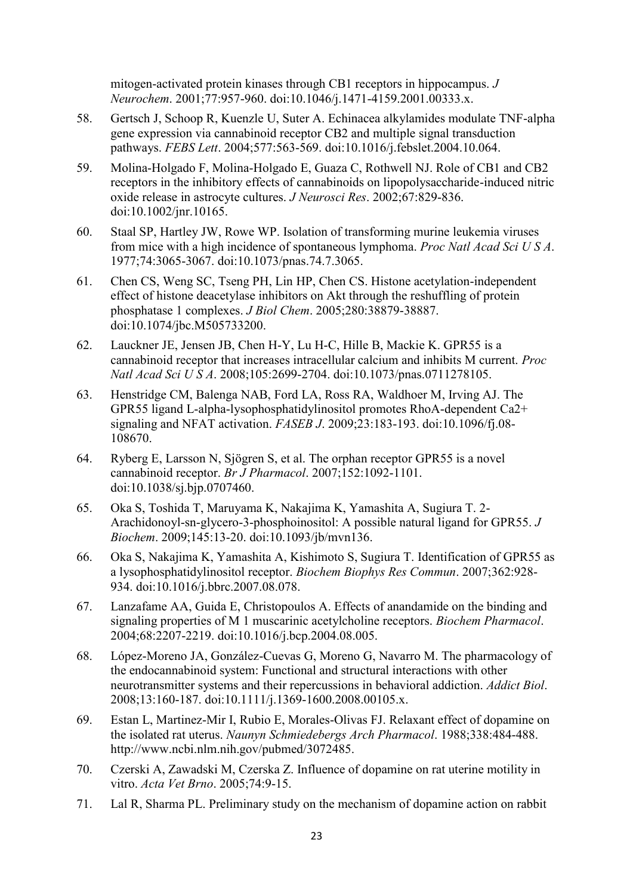mitogen-activated protein kinases through CB1 receptors in hippocampus. *J Neurochem*. 2001;77:957-960. doi:10.1046/j.1471-4159.2001.00333.x.

58. Gertsch J, Schoop R, Kuenzle U, Suter A. Echinacea alkylamides modulate TNF-alpha gene expression via cannabinoid receptor CB2 and multiple signal transduction pathways. *FEBS Lett*. 2004;577:563-569. doi:10.1016/j.febslet.2004.10.064.

59. Molina-Holgado F, Molina-Holgado E, Guaza C, Rothwell NJ. Role of CB1 and CB2 receptors in the inhibitory effects of cannabinoids on lipopolysaccharide-induced nitric oxide release in astrocyte cultures. *J Neurosci Res*. 2002;67:829-836. doi:10.1002/jnr.10165.

60. Staal SP, Hartley JW, Rowe WP. Isolation of transforming murine leukemia viruses from mice with a high incidence of spontaneous lymphoma. *Proc Natl Acad Sci U S A*. 1977;74:3065-3067. doi:10.1073/pnas.74.7.3065.

61. Chen CS, Weng SC, Tseng PH, Lin HP, Chen CS. Histone acetylation-independent effect of histone deacetylase inhibitors on Akt through the reshuffling of protein phosphatase 1 complexes. *J Biol Chem*. 2005;280:38879-38887. doi:10.1074/jbc.M505733200.

62. Lauckner JE, Jensen JB, Chen H-Y, Lu H-C, Hille B, Mackie K. GPR55 is a cannabinoid receptor that increases intracellular calcium and inhibits M current. *Proc Natl Acad Sci U S A*. 2008;105:2699-2704. doi:10.1073/pnas.0711278105.

63. Henstridge CM, Balenga NAB, Ford LA, Ross RA, Waldhoer M, Irving AJ. The GPR55 ligand L-alpha-lysophosphatidylinositol promotes RhoA-dependent Ca2+ signaling and NFAT activation. *FASEB J*. 2009;23:183-193. doi:10.1096/fj.08-108670.

64. Ryberg E, Larsson N, Sjögren S, et al. The orphan receptor GPR55 is a novel cannabinoid receptor. *Br J Pharmacol*. 2007;152:1092-1101. doi:10.1038/sj.bjp.0707460.

65. Oka S, Toshida T, Maruyama K, Nakajima K, Yamashita A, Sugiura T. 2-Arachidonoyl-sn-glycero-3-phosphoinositol: A possible natural ligand for GPR55. *J Biochem*. 2009;145:13-20. doi:10.1093/jb/mvn136.

66. Oka S, Nakajima K, Yamashita A, Kishimoto S, Sugiura T. Identification of GPR55 as a lysophosphatidylinositol receptor. *Biochem Biophys Res Commun*. 2007;362:928-934. doi:10.1016/j.bbrc.2007.08.078.

67. Lanzafame AA, Guida E, Christopoulos A. Effects of anandamide on the binding and signaling properties of M 1 muscarinic acetylcholine receptors. *Biochem Pharmacol*. 2004;68:2207-2219. doi:10.1016/j.bcp.2004.08.005.

68. López-Moreno JA, González-Cuevas G, Moreno G, Navarro M. The pharmacology of the endocannabinoid system: Functional and structural interactions with other neurotransmitter systems and their repercussions in behavioral addiction. *Addict Biol*. 2008;13:160-187. doi:10.1111/j.1369-1600.2008.00105.x.

69. Estan L, Martinez-Mir I, Rubio E, Morales-Olivas FJ. Relaxant effect of dopamine on the isolated rat uterus. *Naunyn Schmiedebergs Arch Pharmacol*. 1988;338:484-488. http://www.ncbi.nlm.nih.gov/pubmed/3072485.

70. Czerski A, Zawadski M, Czerska Z. Influence of dopamine on rat uterine motility in vitro. *Acta Vet Brno*. 2005;74:9-15.

71. Lal R, Sharma PL. Preliminary study on the mechanism of dopamine action on rabbit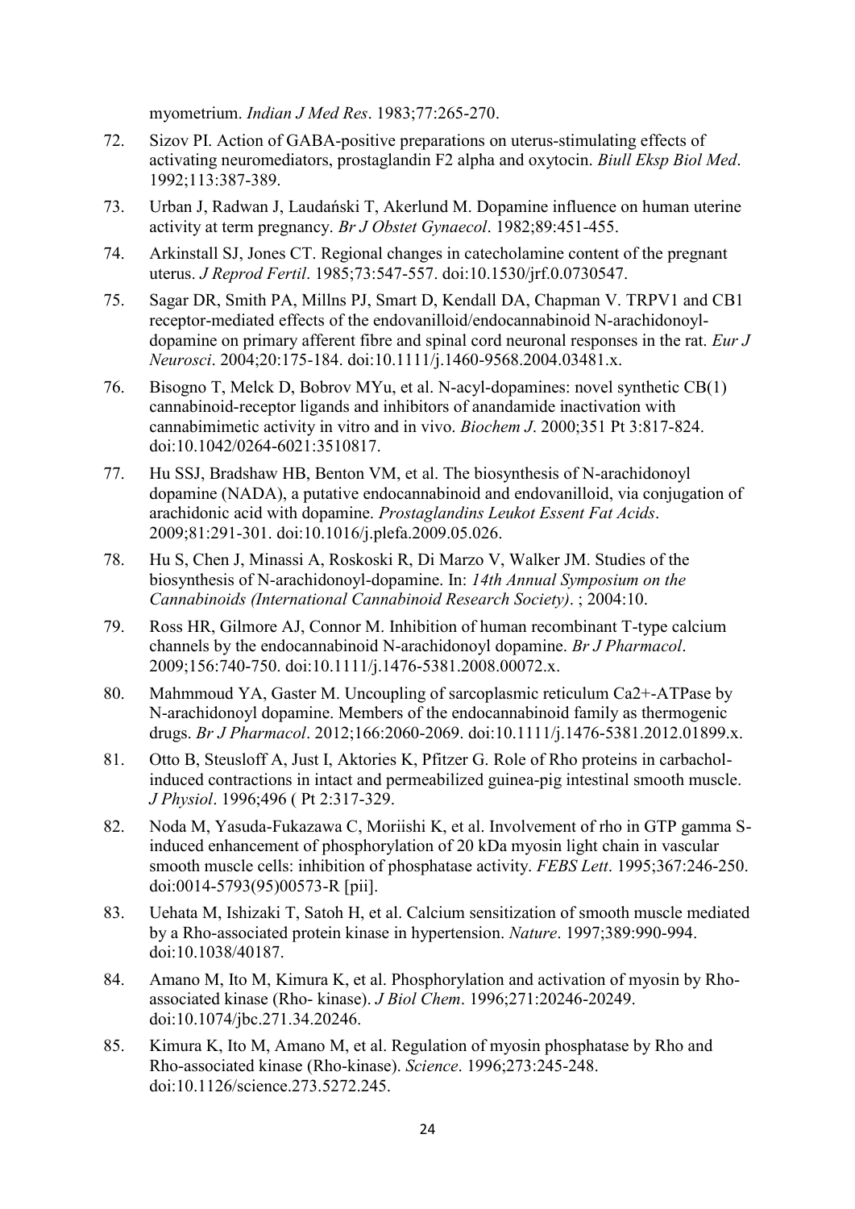myometrium. *Indian J Med Res*. 1983;77:265-270.

72. Sizov PI. Action of GABA-positive preparations on uterus-stimulating effects of activating neuromediators, prostaglandin F2 alpha and oxytocin. *Biull Eksp Biol Med*. 1992;113:387-389.

73. Urban J, Radwan J, Laudański T, Akerlund M. Dopamine influence on human uterine activity at term pregnancy. *Br J Obstet Gynaecol*. 1982;89:451-455.

74. Arkinstall SJ, Jones CT. Regional changes in catecholamine content of the pregnant uterus. *J Reprod Fertil*. 1985;73:547-557. doi:10.1530/jrf.0.0730547.

75. Sagar DR, Smith PA, Millns PJ, Smart D, Kendall DA, Chapman V. TRPV1 and CB1 receptor-mediated effects of the endovanilloid/endocannabinoid N-arachidonoyl-dopamine on primary afferent fibre and spinal cord neuronal responses in the rat. *Eur J Neurosci*. 2004;20:175-184. doi:10.1111/j.1460-9568.2004.03481.x.

76. Bisogno T, Melck D, Bobrov MYu, et al. N-acyl-dopamines: novel synthetic CB(1) cannabinoid-receptor ligands and inhibitors of anandamide inactivation with cannabimimetic activity in vitro and in vivo. *Biochem J*. 2000;351 Pt 3:817-824. doi:10.1042/0264-6021:3510817.

77. Hu SSJ, Bradshaw HB, Benton VM, et al. The biosynthesis of N-arachidonoyl dopamine (NADA), a putative endocannabinoid and endovanilloid, via conjugation of arachidonic acid with dopamine. *Prostaglandins Leukot Essent Fat Acids*. 2009;81:291-301. doi:10.1016/j.plefa.2009.05.026.

78. Hu S, Chen J, Minassi A, Roskoski R, Di Marzo V, Walker JM. Studies of the biosynthesis of N-arachidonoyl-dopamine. In: *14th Annual Symposium on the Cannabinoids (International Cannabinoid Research Society)*. ; 2004:10.

79. Ross HR, Gilmore AJ, Connor M. Inhibition of human recombinant T-type calcium channels by the endocannabinoid N-arachidonoyl dopamine. *Br J Pharmacol*. 2009;156:740-750. doi:10.1111/j.1476-5381.2008.00072.x.

80. Mahmmoud YA, Gaster M. Uncoupling of sarcoplasmic reticulum Ca2+-ATPase by N-arachidonoyl dopamine. Members of the endocannabinoid family as thermogenic drugs. *Br J Pharmacol*. 2012;166:2060-2069. doi:10.1111/j.1476-5381.2012.01899.x.

81. Otto B, Steusloff A, Just I, Aktories K, Pfitzer G. Role of Rho proteins in carbachol-induced contractions in intact and permeabilized guinea-pig intestinal smooth muscle. *J Physiol*. 1996;496 ( Pt 2:317-329.

82. Noda M, Yasuda-Fukazawa C, Moriishi K, et al. Involvement of rho in GTP gamma S-induced enhancement of phosphorylation of 20 kDa myosin light chain in vascular smooth muscle cells: inhibition of phosphatase activity. *FEBS Lett*. 1995;367:246-250. doi:0014-5793(95)00573-R [pii].

83. Uehata M, Ishizaki T, Satoh H, et al. Calcium sensitization of smooth muscle mediated by a Rho-associated protein kinase in hypertension. *Nature*. 1997;389:990-994. doi:10.1038/40187.

84. Amano M, Ito M, Kimura K, et al. Phosphorylation and activation of myosin by Rho-associated kinase (Rho- kinase). *J Biol Chem*. 1996;271:20246-20249. doi:10.1074/jbc.271.34.20246.

85. Kimura K, Ito M, Amano M, et al. Regulation of myosin phosphatase by Rho and Rho-associated kinase (Rho-kinase). *Science*. 1996;273:245-248. doi:10.1126/science.273.5272.245.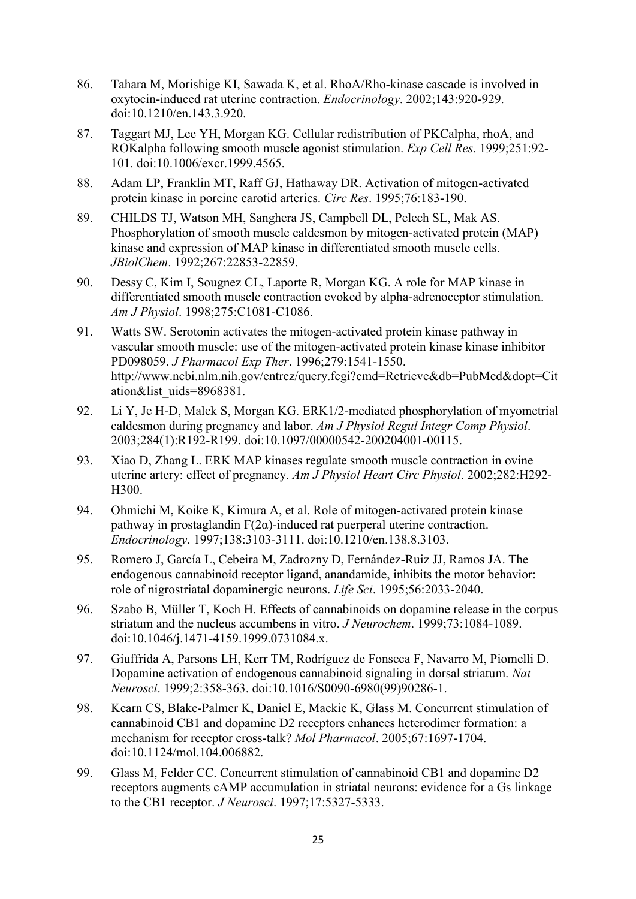86. Tahara M, Morishige KI, Sawada K, et al. RhoA/Rho-kinase cascade is involved in oxytocin-induced rat uterine contraction. *Endocrinology*. 2002;143:920-929. doi:10.1210/en.143.3.920.

87. Taggart MJ, Lee YH, Morgan KG. Cellular redistribution of PKCalpha, rhoA, and ROKalpha following smooth muscle agonist stimulation. *Exp Cell Res*. 1999;251:92-101. doi:10.1006/excr.1999.4565.

88. Adam LP, Franklin MT, Raff GJ, Hathaway DR. Activation of mitogen-activated protein kinase in porcine carotid arteries. *Circ Res*. 1995;76:183-190.

89. CHILDS TJ, Watson MH, Sanghera JS, Campbell DL, Pelech SL, Mak AS. Phosphorylation of smooth muscle caldesmon by mitogen-activated protein (MAP) kinase and expression of MAP kinase in differentiated smooth muscle cells. *JBiolChem*. 1992;267:22853-22859.

90. Dessy C, Kim I, Sougnez CL, Laporte R, Morgan KG. A role for MAP kinase in differentiated smooth muscle contraction evoked by alpha-adrenoceptor stimulation. *Am J Physiol*. 1998;275:C1081-C1086.

91. Watts SW. Serotonin activates the mitogen-activated protein kinase pathway in vascular smooth muscle: use of the mitogen-activated protein kinase kinase inhibitor PD098059. *J Pharmacol Exp Ther*. 1996;279:1541-1550. http://www.ncbi.nlm.nih.gov/entrez/query.fcgi?cmd=Retrieve&db=PubMed&dopt=Citation&list_uids=8968381.

92. Li Y, Je H-D, Malek S, Morgan KG. ERK1/2-mediated phosphorylation of myometrial caldesmon during pregnancy and labor. *Am J Physiol Regul Integr Comp Physiol*. 2003;284(1):R192-R199. doi:10.1097/00000542-200204001-00115.

93. Xiao D, Zhang L. ERK MAP kinases regulate smooth muscle contraction in ovine uterine artery: effect of pregnancy. *Am J Physiol Heart Circ Physiol*. 2002;282:H292-H300.

94. Ohmichi M, Koike K, Kimura A, et al. Role of mitogen-activated protein kinase pathway in prostaglandin F(2α)-induced rat puerperal uterine contraction. *Endocrinology*. 1997;138:3103-3111. doi:10.1210/en.138.8.3103.

95. Romero J, García L, Cebeira M, Zadrozny D, Fernández-Ruiz JJ, Ramos JA. The endogenous cannabinoid receptor ligand, anandamide, inhibits the motor behavior: role of nigrostriatal dopaminergic neurons. *Life Sci*. 1995;56:2033-2040.

96. Szabo B, Müller T, Koch H. Effects of cannabinoids on dopamine release in the corpus striatum and the nucleus accumbens in vitro. *J Neurochem*. 1999;73:1084-1089. doi:10.1046/j.1471-4159.1999.0731084.x.

97. Giuffrida A, Parsons LH, Kerr TM, Rodríguez de Fonseca F, Navarro M, Piomelli D. Dopamine activation of endogenous cannabinoid signaling in dorsal striatum. *Nat Neurosci*. 1999;2:358-363. doi:10.1016/S0090-6980(99)90286-1.

98. Kearn CS, Blake-Palmer K, Daniel E, Mackie K, Glass M. Concurrent stimulation of cannabinoid CB1 and dopamine D2 receptors enhances heterodimer formation: a mechanism for receptor cross-talk? *Mol Pharmacol*. 2005;67:1697-1704. doi:10.1124/mol.104.006882.

99. Glass M, Felder CC. Concurrent stimulation of cannabinoid CB1 and dopamine D2 receptors augments cAMP accumulation in striatal neurons: evidence for a Gs linkage to the CB1 receptor. *J Neurosci*. 1997;17:5327-5333.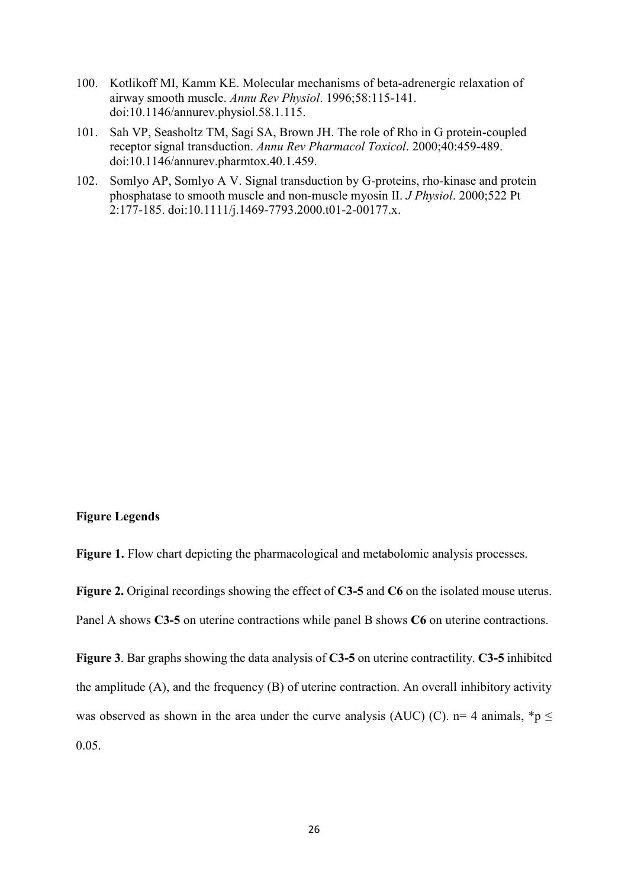100. Kotlikoff MI, Kamm KE. Molecular mechanisms of beta-adrenergic relaxation of airway smooth muscle. *Annu Rev Physiol*. 1996;58:115-141. doi:10.1146/annurev.physiol.58.1.115.
101. Sah VP, Seasholtz TM, Sagi SA, Brown JH. The role of Rho in G protein-coupled receptor signal transduction. *Annu Rev Pharmacol Toxicol*. 2000;40:459-489. doi:10.1146/annurev.pharmtox.40.1.459.
102. Somlyo AP, Somlyo A V. Signal transduction by G-proteins, rho-kinase and protein phosphatase to smooth muscle and non-muscle myosin II. *J Physiol*. 2000;522 Pt 2:177-185. doi:10.1111/j.1469-7793.2000.t01-2-00177.x.

**Figure Legends**

**Figure 1.** Flow chart depicting the pharmacological and metabolomic analysis processes.

**Figure 2.** Original recordings showing the effect of **C3-5** and **C6** on the isolated mouse uterus. Panel A shows **C3-5** on uterine contractions while panel B shows **C6** on uterine contractions.

**Figure 3**. Bar graphs showing the data analysis of **C3-5** on uterine contractility. **C3-5** inhibited the amplitude (A), and the frequency (B) of uterine contraction. An overall inhibitory activity was observed as shown in the area under the curve analysis (AUC) (C). n= 4 animals, $*p \leq 0.05$.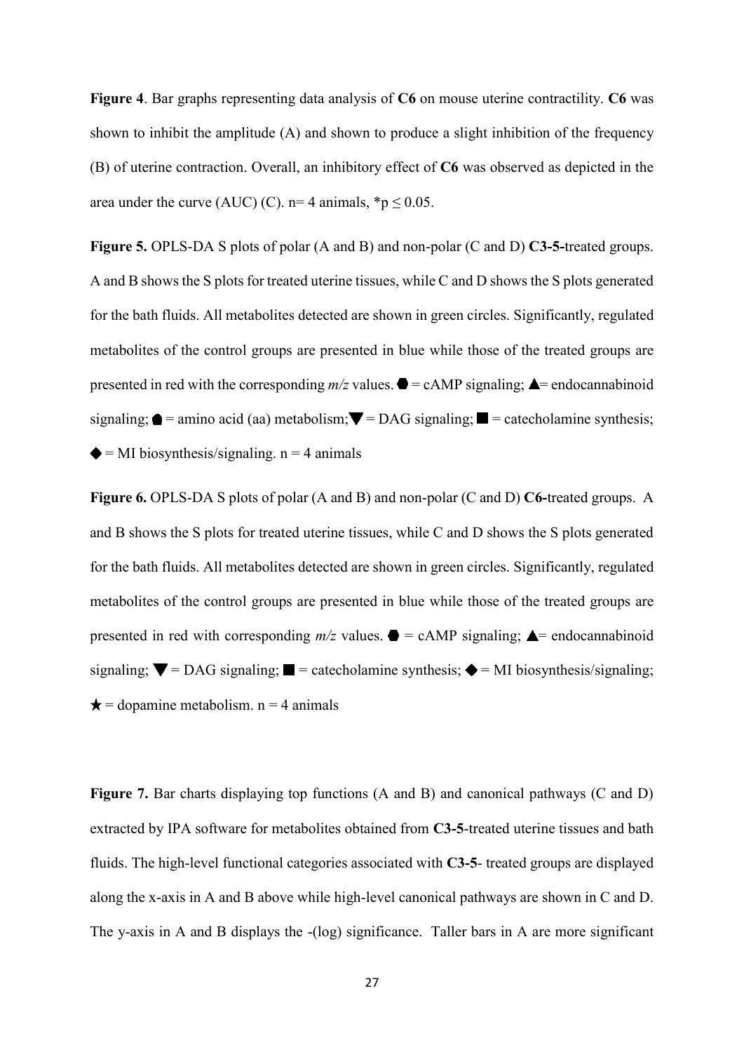**Figure 4**. Bar graphs representing data analysis of **C6** on mouse uterine contractility. **C6** was shown to inhibit the amplitude (A) and shown to produce a slight inhibition of the frequency (B) of uterine contraction. Overall, an inhibitory effect of **C6** was observed as depicted in the area under the curve (AUC) (C). n= 4 animals, $*p \leq 0.05$.

**Figure 5.** OPLS-DA S plots of polar (A and B) and non-polar (C and D) **C3-5-**treated groups. A and B shows the S plots for treated uterine tissues, while C and D shows the S plots generated for the bath fluids. All metabolites detected are shown in green circles. Significantly, regulated metabolites of the control groups are presented in blue while those of the treated groups are presented in red with the corresponding *m/z* values. ⬣ = cAMP signaling; ▲= endocannabinoid signaling; ⬟ = amino acid (aa) metabolism; ▼ = DAG signaling; ■ = catecholamine synthesis; ◆ = MI biosynthesis/signaling. n = 4 animals

**Figure 6.** OPLS-DA S plots of polar (A and B) and non-polar (C and D) **C6-**treated groups. A and B shows the S plots for treated uterine tissues, while C and D shows the S plots generated for the bath fluids. All metabolites detected are shown in green circles. Significantly, regulated metabolites of the control groups are presented in blue while those of the treated groups are presented in red with corresponding *m/z* values. ⬣ = cAMP signaling; ▲= endocannabinoid signaling; ▼ = DAG signaling; ■ = catecholamine synthesis; ◆ = MI biosynthesis/signaling; ★ = dopamine metabolism. n = 4 animals

**Figure 7.** Bar charts displaying top functions (A and B) and canonical pathways (C and D) extracted by IPA software for metabolites obtained from **C3-5**-treated uterine tissues and bath fluids. The high-level functional categories associated with **C3-5**- treated groups are displayed along the x-axis in A and B above while high-level canonical pathways are shown in C and D. The y-axis in A and B displays the -(log) significance. Taller bars in A are more significant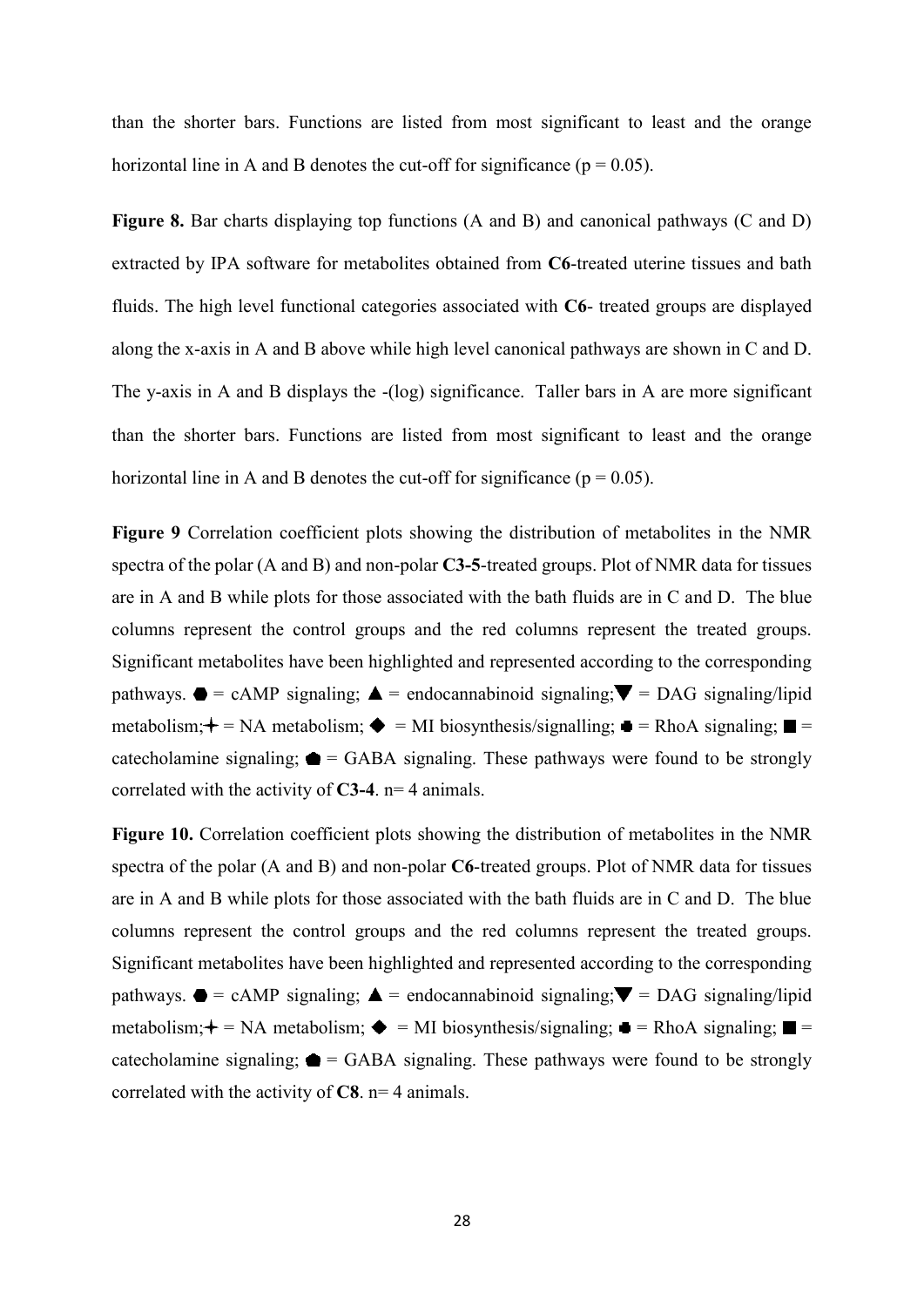than the shorter bars. Functions are listed from most significant to least and the orange horizontal line in A and B denotes the cut-off for significance (p = 0.05).

**Figure 8.** Bar charts displaying top functions (A and B) and canonical pathways (C and D) extracted by IPA software for metabolites obtained from **C6**-treated uterine tissues and bath fluids. The high level functional categories associated with **C6**- treated groups are displayed along the x-axis in A and B above while high level canonical pathways are shown in C and D. The y-axis in A and B displays the -(log) significance. Taller bars in A are more significant than the shorter bars. Functions are listed from most significant to least and the orange horizontal line in A and B denotes the cut-off for significance (p = 0.05).

**Figure 9** Correlation coefficient plots showing the distribution of metabolites in the NMR spectra of the polar (A and B) and non-polar **C3-5**-treated groups. Plot of NMR data for tissues are in A and B while plots for those associated with the bath fluids are in C and D. The blue columns represent the control groups and the red columns represent the treated groups. Significant metabolites have been highlighted and represented according to the corresponding pathways. ⬣ = cAMP signaling; ▲ = endocannabinoid signaling; ▼ = DAG signaling/lipid metabolism; ✛ = NA metabolism; ◆ = MI biosynthesis/signalling; ♣ = RhoA signaling; ■ = catecholamine signaling; ⬟ = GABA signaling. These pathways were found to be strongly correlated with the activity of **C3-4**. n= 4 animals.

**Figure 10.** Correlation coefficient plots showing the distribution of metabolites in the NMR spectra of the polar (A and B) and non-polar **C6**-treated groups. Plot of NMR data for tissues are in A and B while plots for those associated with the bath fluids are in C and D. The blue columns represent the control groups and the red columns represent the treated groups. Significant metabolites have been highlighted and represented according to the corresponding pathways. ⬣ = cAMP signaling; ▲ = endocannabinoid signaling; ▼ = DAG signaling/lipid metabolism; ✛ = NA metabolism; ◆ = MI biosynthesis/signaling; ♣ = RhoA signaling; ■ = catecholamine signaling; ⬟ = GABA signaling. These pathways were found to be strongly correlated with the activity of **C8**. n= 4 animals.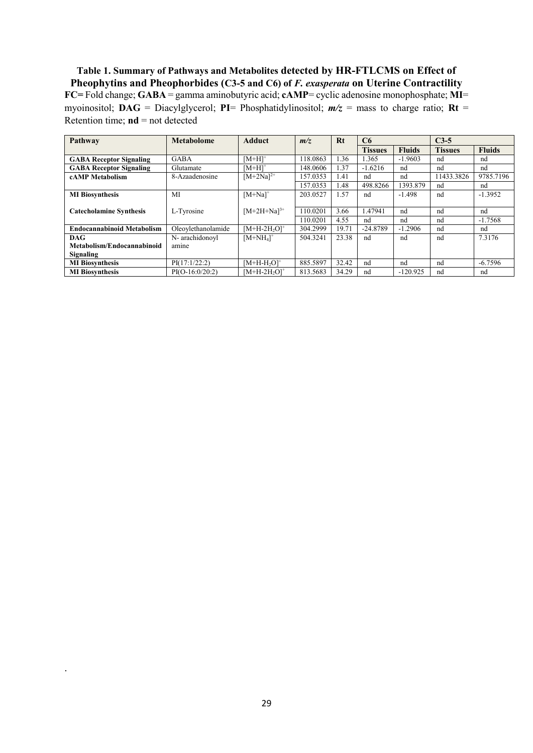**Table 1. Summary of Pathways and Metabolites detected by HR-FTLCMS on Effect of Pheophytins and Pheophorbides (C3-5 and C6) of *F. exasperata* on Uterine Contractility**

**FC=** Fold change; **GABA** = gamma aminobutyric acid; **cAMP**= cyclic adenosine monophosphate; **MI**= myoinositol; **DAG** = Diacylglycerol; **PI**= Phosphatidylinositol; ***m/z*** = mass to charge ratio; **Rt** = Retention time; **nd** = not detected

| Pathway | Metabolome | Adduct | *m/z* | Rt | C6 | | C3-5 | |
|---|---|---|---|---|---|---|---|---|
| | | | | | **Tissues** | **Fluids** | **Tissues** | **Fluids** |
| **GABA Receptor Signaling** | GABA | $[M+H]^+$ | 118.0863 | 1.36 | 1.365 | -1.9603 | nd | nd |
| **GABA Receptor Signaling** | Glutamate | $[M+H]^+$ | 148.0606 | 1.37 | -1.6216 | nd | nd | nd |
| **cAMP Metabolism** | 8-Azaadenosine | $[M+2Na]^{2+}$ | 157.0353 | 1.41 | nd | nd | 11433.3826 | 9785.7196 |
| | | | 157.0353 | 1.48 | 498.8266 | 1393.879 | nd | nd |
| **MI Biosynthesis** | MI | $[M+Na]^+$ | 203.0527 | 1.57 | nd | -1.498 | nd | -1.3952 |
| **Catecholamine Synthesis** | L-Tyrosine | $[M+2H+Na]^{3+}$ | 110.0201 | 3.66 | 1.47941 | nd | nd | nd |
| | | | 110.0201 | 4.55 | nd | nd | nd | -1.7568 |
| **Endocannabinoid Metabolism** | Oleoylethanolamide | $[M+H-2H_2O]^+$ | 304.2999 | 19.71 | -24.8789 | -1.2906 | nd | nd |
| **DAG Metabolism/Endocannabinoid Signaling** | N- arachidonoyl amine | $[M+NH_4]^+$ | 504.3241 | 23.38 | nd | nd | nd | 7.3176 |
| **MI Biosynthesis** | PI(17:1/22:2) | $[M+H-H_2O]^+$ | 885.5897 | 32.42 | nd | nd | nd | -6.7596 |
| **MI Biosynthesis** | PI(O-16:0/20:2) | $[M+H-2H_2O]^+$ | 813.5683 | 34.29 | nd | -120.925 | nd | nd |

.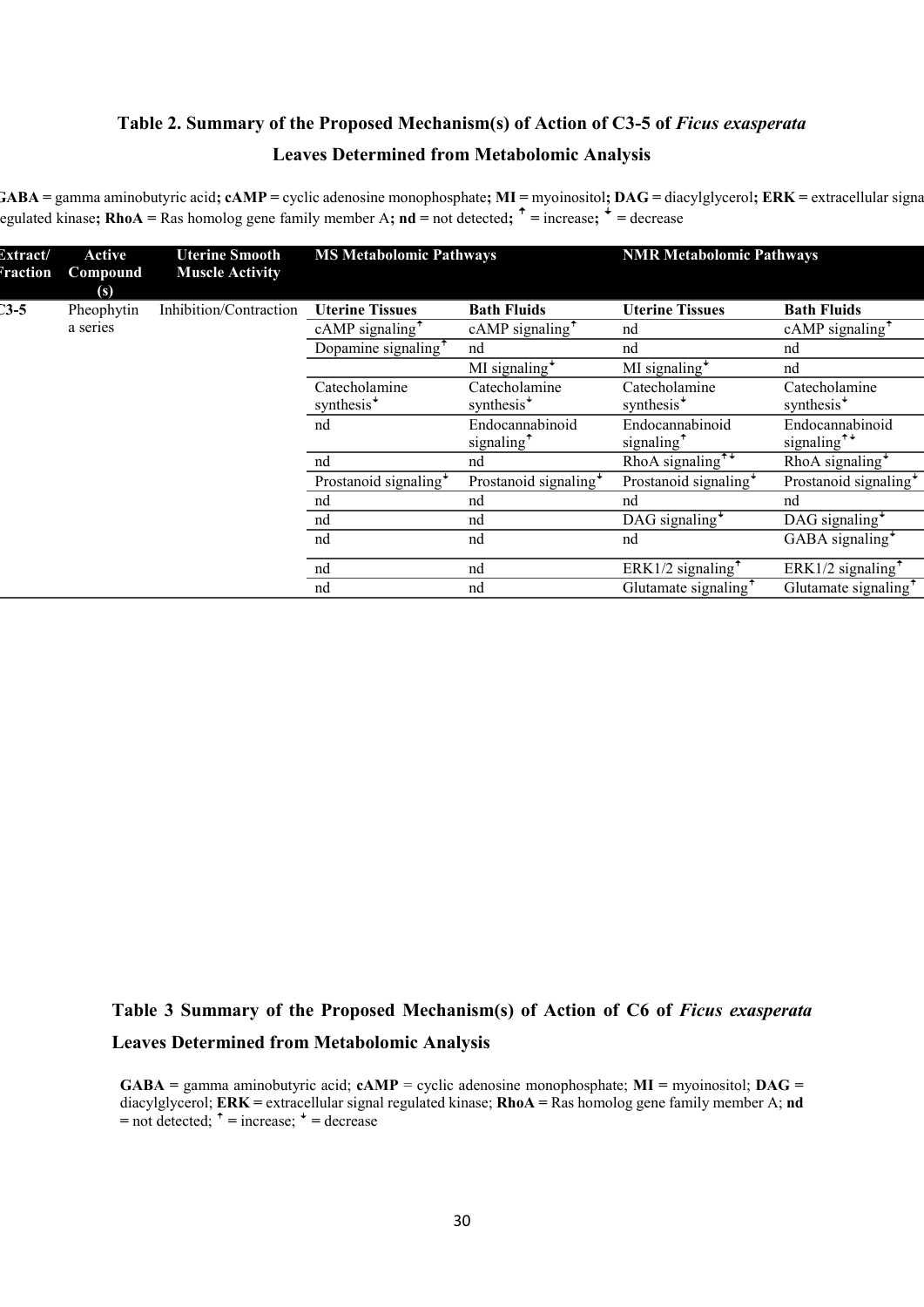## Table 2. Summary of the Proposed Mechanism(s) of Action of C3-5 of *Ficus exasperata* Leaves Determined from Metabolomic Analysis

**GABA** = gamma aminobutyric acid; **cAMP** = cyclic adenosine monophosphate; **MI** = myoinositol; **DAG** = diacylglycerol; **ERK** = extracellular signal regulated kinase; **RhoA** = Ras homolog gene family member A; **nd** = not detected; ↑ = increase; ↓ = decrease

| Extract/ Fraction | Active Compound (s) | Uterine Smooth Muscle Activity | MS Metabolomic Pathways | | NMR Metabolomic Pathways | |
|---|---|---|---|---|---|---|
| | | | **Uterine Tissues** | **Bath Fluids** | **Uterine Tissues** | **Bath Fluids** |
| C3-5 | Pheophytin a series | Inhibition/Contraction | cAMP signaling↑ | cAMP signaling↑ | nd | cAMP signaling↑ |
| | | | Dopamine signaling↑ | nd | nd | nd |
| | | | | MI signaling↓ | MI signaling↓ | nd |
| | | | Catecholamine synthesis↓ | Catecholamine synthesis↓ | Catecholamine synthesis↓ | Catecholamine synthesis↓ |
| | | | nd | Endocannabinoid signaling↑ | Endocannabinoid signaling↑ | Endocannabinoid signaling↑↓ |
| | | | nd | nd | RhoA signaling↑↓ | RhoA signaling↓ |
| | | | Prostanoid signaling↓ | Prostanoid signaling↓ | Prostanoid signaling↓ | Prostanoid signaling↓ |
| | | | nd | nd | nd | nd |
| | | | nd | nd | DAG signaling↓ | DAG signaling↓ |
| | | | nd | nd | nd | GABA signaling↓ |
| | | | nd | nd | ERK1/2 signaling↑ | ERK1/2 signaling↑ |
| | | | nd | nd | Glutamate signaling↑ | Glutamate signaling↑ |

## Table 3 Summary of the Proposed Mechanism(s) of Action of C6 of *Ficus exasperata* Leaves Determined from Metabolomic Analysis

**GABA** = gamma aminobutyric acid; **cAMP** = cyclic adenosine monophosphate; **MI** = myoinositol; **DAG** = diacylglycerol; **ERK** = extracellular signal regulated kinase; **RhoA** = Ras homolog gene family member A; **nd** = not detected; ↑ = increase; ↓ = decrease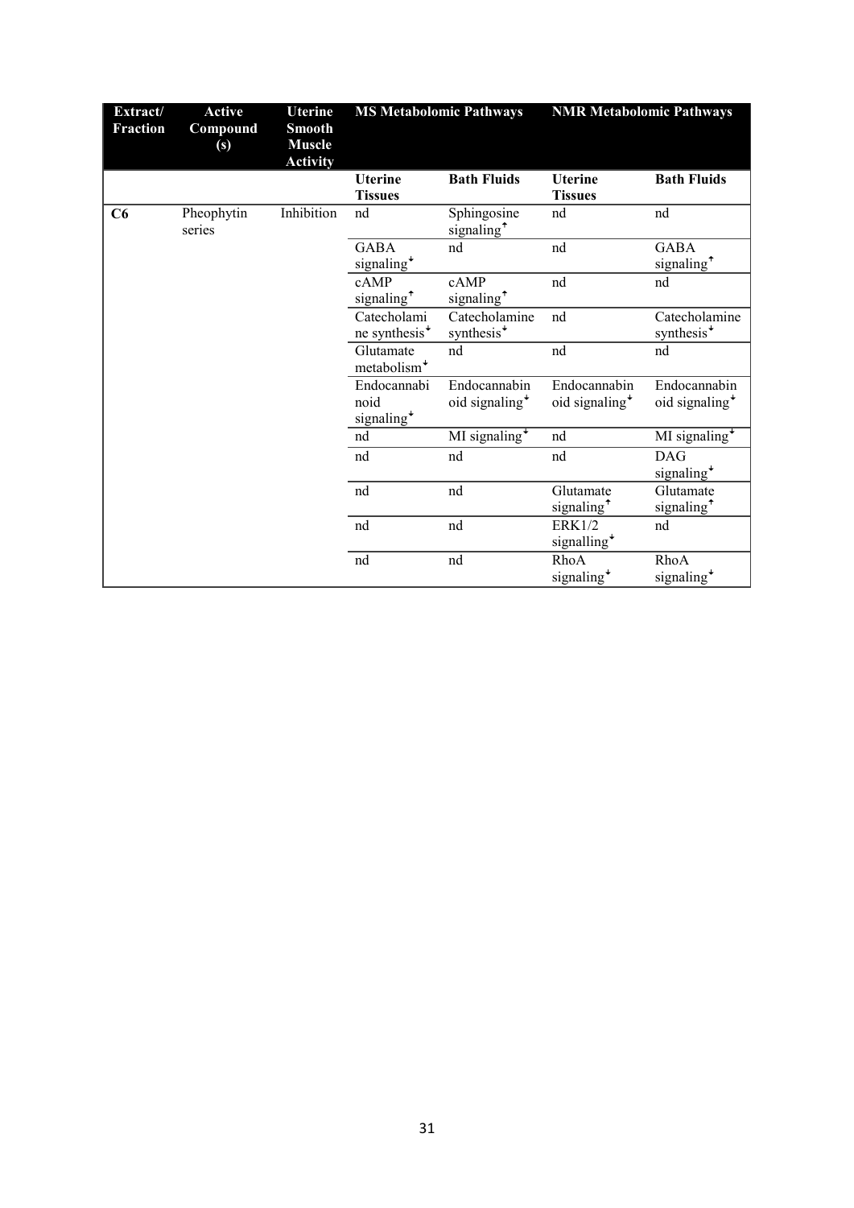| Extract/ Fraction | Active Compound (s) | Uterine Smooth Muscle Activity | MS Metabolomic Pathways | | NMR Metabolomic Pathways | |
|---|---|---|---|---|---|---|
| | | | Uterine Tissues | Bath Fluids | Uterine Tissues | Bath Fluids |
| **C6** | Pheophytin series | Inhibition | nd | Sphingosine signaling↑ | nd | nd |
| | | | GABA signaling↓ | nd | nd | GABA signaling↑ |
| | | | cAMP signaling↑ | cAMP signaling↑ | nd | nd |
| | | | Catecholamine synthesis↓ | Catecholamine synthesis↓ | nd | Catecholamine synthesis↓ |
| | | | Glutamate metabolism↓ | nd | nd | nd |
| | | | Endocannabinoid signaling↓ | Endocannabinoid signaling↓ | Endocannabinoid signaling↓ | Endocannabinoid signaling↓ |
| | | | nd | MI signaling↓ | nd | MI signaling↓ |
| | | | nd | nd | nd | DAG signaling↓ |
| | | | nd | nd | Glutamate signaling↑ | Glutamate signaling↑ |
| | | | nd | nd | ERK1/2 signalling↓ | nd |
| | | | nd | nd | RhoA signaling↓ | RhoA signaling↓ |